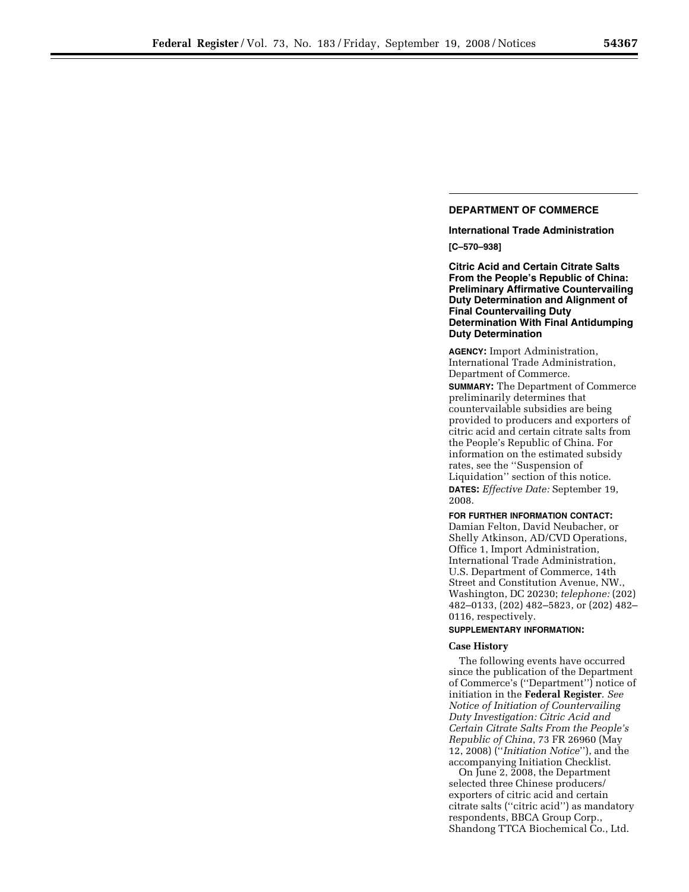## DEPARTMENT OF COMMERCE

### International Trade Administration

**[C–570–938]**

### Citric Acid and Certain Citrate Salts From the People's Republic of China: Preliminary Affirmative Countervailing Duty Determination and Alignment of Final Countervailing Duty Determination With Final Antidumping Duty Determination

**AGENCY:** Import Administration, International Trade Administration, Department of Commerce.

**SUMMARY:** The Department of Commerce preliminarily determines that countervailable subsidies are being provided to producers and exporters of citric acid and certain citrate salts from the People's Republic of China. For information on the estimated subsidy rates, see the ''Suspension of Liquidation'' section of this notice.

**DATES:** *Effective Date:* September 19, 2008.

**FOR FURTHER INFORMATION CONTACT:** Damian Felton, David Neubacher, or Shelly Atkinson, AD/CVD Operations, Office 1, Import Administration, International Trade Administration, U.S. Department of Commerce, 14th Street and Constitution Avenue, NW., Washington, DC 20230; *telephone:* (202) 482–0133, (202) 482–5823, or (202) 482–0116, respectively.

**SUPPLEMENTARY INFORMATION:**

**Case History**

The following events have occurred since the publication of the Department of Commerce's (''Department'') notice of initiation in the **Federal Register**. *See Notice of Initiation of Countervailing Duty Investigation: Citric Acid and Certain Citrate Salts From the People's Republic of China*, 73 FR 26960 (May 12, 2008) (''*Initiation Notice*''), and the accompanying Initiation Checklist.

On June 2, 2008, the Department selected three Chinese producers/exporters of citric acid and certain citrate salts (''citric acid'') as mandatory respondents, BBCA Group Corp., Shandong TTCA Biochemical Co., Ltd.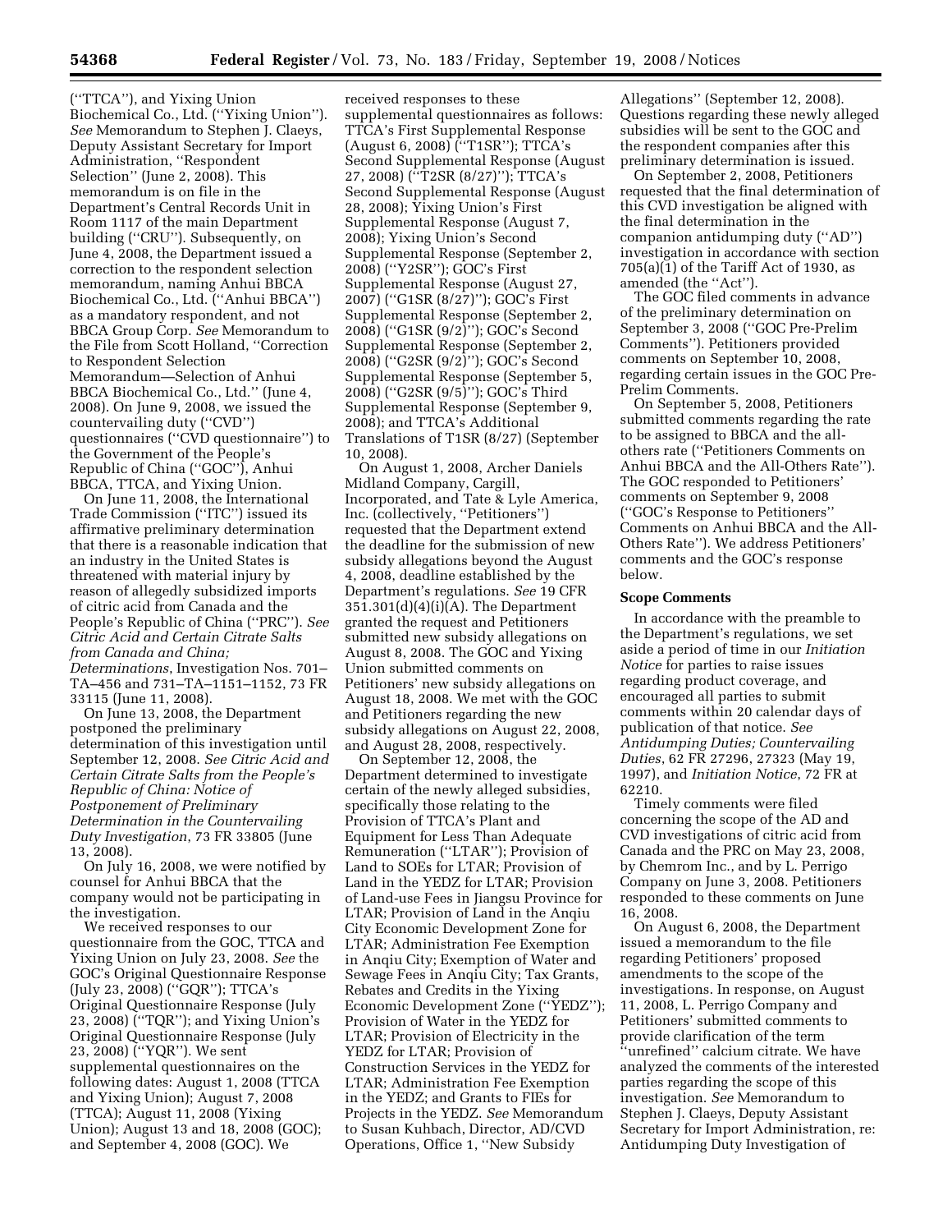("TTCA"), and Yixing Union Biochemical Co., Ltd. ("Yixing Union"). *See* Memorandum to Stephen J. Claeys, Deputy Assistant Secretary for Import Administration, "Respondent Selection" (June 2, 2008). This memorandum is on file in the Department's Central Records Unit in Room 1117 of the main Department building ("CRU"). Subsequently, on June 4, 2008, the Department issued a correction to the respondent selection memorandum, naming Anhui BBCA Biochemical Co., Ltd. ("Anhui BBCA") as a mandatory respondent, and not BBCA Group Corp. *See* Memorandum to the File from Scott Holland, "Correction to Respondent Selection Memorandum—Selection of Anhui BBCA Biochemical Co., Ltd." (June 4, 2008). On June 9, 2008, we issued the countervailing duty ("CVD") questionnaires ("CVD questionnaire") to the Government of the People's Republic of China ("GOC"), Anhui BBCA, TTCA, and Yixing Union.

On June 11, 2008, the International Trade Commission ("ITC") issued its affirmative preliminary determination that there is a reasonable indication that an industry in the United States is threatened with material injury by reason of allegedly subsidized imports of citric acid from Canada and the People's Republic of China ("PRC"). *See Citric Acid and Certain Citrate Salts from Canada and China; Determinations*, Investigation Nos. 701–TA–456 and 731–TA–1151–1152, 73 FR 33115 (June 11, 2008).

On June 13, 2008, the Department postponed the preliminary determination of this investigation until September 12, 2008. *See Citric Acid and Certain Citrate Salts from the People's Republic of China: Notice of Postponement of Preliminary Determination in the Countervailing Duty Investigation*, 73 FR 33805 (June 13, 2008).

On July 16, 2008, we were notified by counsel for Anhui BBCA that the company would not be participating in the investigation.

We received responses to our questionnaire from the GOC, TTCA and Yixing Union on July 23, 2008. *See* the GOC's Original Questionnaire Response (July 23, 2008) ("GQR"); TTCA's Original Questionnaire Response (July 23, 2008) ("TQR"); and Yixing Union's Original Questionnaire Response (July 23, 2008) ("YQR"). We sent supplemental questionnaires on the following dates: August 1, 2008 (TTCA and Yixing Union); August 7, 2008 (TTCA); August 11, 2008 (Yixing Union); August 13 and 18, 2008 (GOC); and September 4, 2008 (GOC). We received responses to these supplemental questionnaires as follows: TTCA's First Supplemental Response (August 6, 2008) ("T1SR"); TTCA's Second Supplemental Response (August 27, 2008) ("T2SR (8/27)"); TTCA's Second Supplemental Response (August 28, 2008); Yixing Union's First Supplemental Response (August 7, 2008); Yixing Union's Second Supplemental Response (September 2, 2008) ("Y2SR"); GOC's First Supplemental Response (August 27, 2007) ("G1SR (8/27)"); GOC's First Supplemental Response (September 2, 2008) ("G1SR (9/2)"); GOC's Second Supplemental Response (September 2, 2008) ("G2SR (9/2)"); GOC's Second Supplemental Response (September 5, 2008) ("G2SR (9/5)"); GOC's Third Supplemental Response (September 9, 2008); and TTCA's Additional Translations of T1SR (8/27) (September 10, 2008).

On August 1, 2008, Archer Daniels Midland Company, Cargill, Incorporated, and Tate & Lyle America, Inc. (collectively, "Petitioners") requested that the Department extend the deadline for the submission of new subsidy allegations beyond the August 4, 2008, deadline established by the Department's regulations. *See* 19 CFR 351.301(d)(4)(i)(A). The Department granted the request and Petitioners submitted new subsidy allegations on August 8, 2008. The GOC and Yixing Union submitted comments on Petitioners' new subsidy allegations on August 18, 2008. We met with the GOC and Petitioners regarding the new subsidy allegations on August 22, 2008, and August 28, 2008, respectively.

On September 12, 2008, the Department determined to investigate certain of the newly alleged subsidies, specifically those relating to the Provision of TTCA's Plant and Equipment for Less Than Adequate Remuneration ("LTAR"); Provision of Land to SOEs for LTAR; Provision of Land in the YEDZ for LTAR; Provision of Land-use Fees in Jiangsu Province for LTAR; Provision of Land in the Anqiu City Economic Development Zone for LTAR; Administration Fee Exemption in Anqiu City; Exemption of Water and Sewage Fees in Anqiu City; Tax Grants, Rebates and Credits in the Yixing Economic Development Zone ("YEDZ"); Provision of Water in the YEDZ for LTAR; Provision of Electricity in the YEDZ for LTAR; Provision of Construction Services in the YEDZ for LTAR; Administration Fee Exemption in the YEDZ; and Grants to FIEs for Projects in the YEDZ. *See* Memorandum to Susan Kuhbach, Director, AD/CVD Operations, Office 1, "New Subsidy Allegations" (September 12, 2008). Questions regarding these newly alleged subsidies will be sent to the GOC and the respondent companies after this preliminary determination is issued.

On September 2, 2008, Petitioners requested that the final determination of this CVD investigation be aligned with the final determination in the companion antidumping duty ("AD") investigation in accordance with section 705(a)(1) of the Tariff Act of 1930, as amended (the "Act").

The GOC filed comments in advance of the preliminary determination on September 3, 2008 ("GOC Pre-Prelim Comments"). Petitioners provided comments on September 10, 2008, regarding certain issues in the GOC Pre-Prelim Comments.

On September 5, 2008, Petitioners submitted comments regarding the rate to be assigned to BBCA and the all-others rate ("Petitioners Comments on Anhui BBCA and the All-Others Rate"). The GOC responded to Petitioners' comments on September 9, 2008 ("GOC's Response to Petitioners' Comments on Anhui BBCA and the All-Others Rate"). We address Petitioners' comments and the GOC's response below.

### Scope Comments

In accordance with the preamble to the Department's regulations, we set aside a period of time in our *Initiation Notice* for parties to raise issues regarding product coverage, and encouraged all parties to submit comments within 20 calendar days of publication of that notice. *See Antidumping Duties; Countervailing Duties*, 62 FR 27296, 27323 (May 19, 1997), and *Initiation Notice*, 72 FR at 62210.

Timely comments were filed concerning the scope of the AD and CVD investigations of citric acid from Canada and the PRC on May 23, 2008, by Chemrom Inc., and by L. Perrigo Company on June 3, 2008. Petitioners responded to these comments on June 16, 2008.

On August 6, 2008, the Department issued a memorandum to the file regarding Petitioners' proposed amendments to the scope of the investigations. In response, on August 11, 2008, L. Perrigo Company and Petitioners' submitted comments to provide clarification of the term "unrefined" calcium citrate. We have analyzed the comments of the interested parties regarding the scope of this investigation. *See* Memorandum to Stephen J. Claeys, Deputy Assistant Secretary for Import Administration, re: Antidumping Duty Investigation of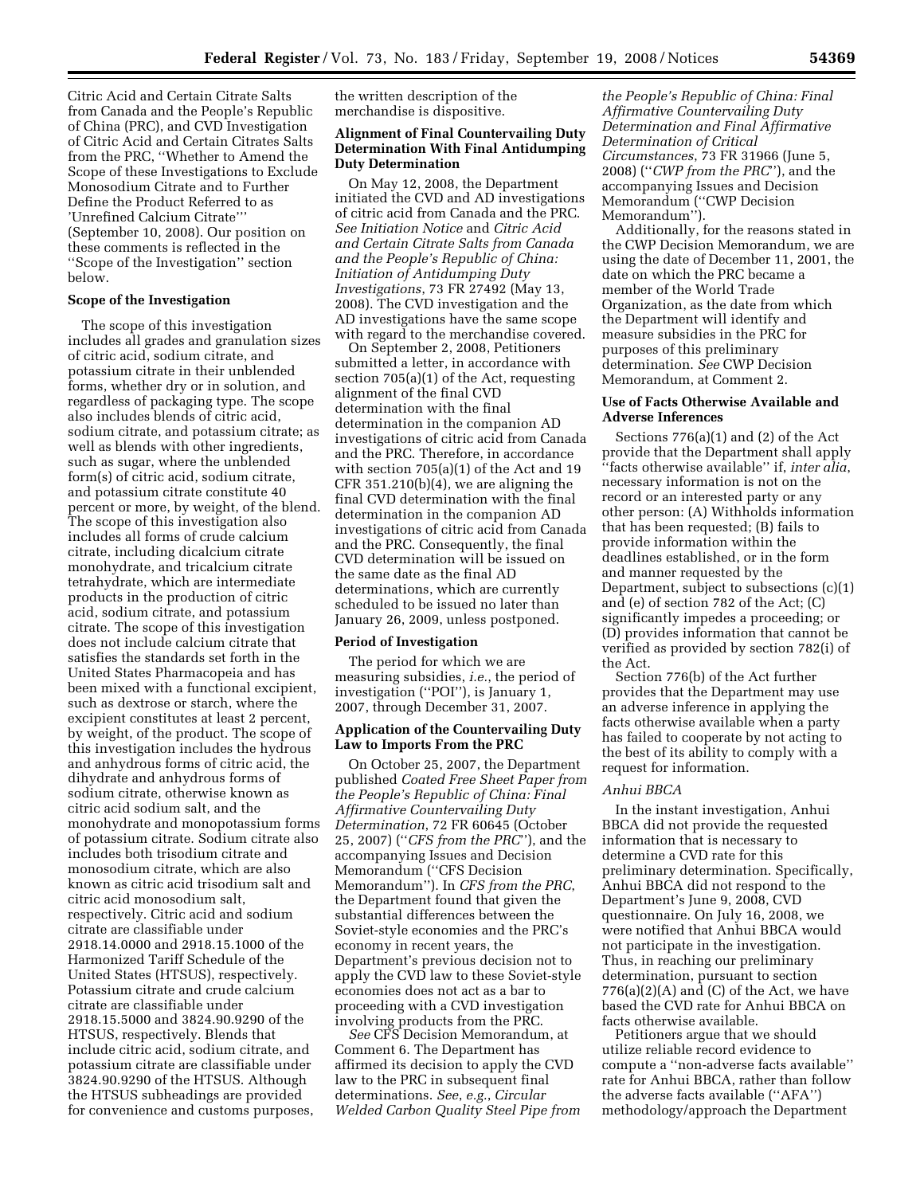Citric Acid and Certain Citrate Salts from Canada and the People's Republic of China (PRC), and CVD Investigation of Citric Acid and Certain Citrates Salts from the PRC, ''Whether to Amend the Scope of these Investigations to Exclude Monosodium Citrate and to Further Define the Product Referred to as 'Unrefined Calcium Citrate''' (September 10, 2008). Our position on these comments is reflected in the ''Scope of the Investigation'' section below.

**Scope of the Investigation**

The scope of this investigation includes all grades and granulation sizes of citric acid, sodium citrate, and potassium citrate in their unblended forms, whether dry or in solution, and regardless of packaging type. The scope also includes blends of citric acid, sodium citrate, and potassium citrate; as well as blends with other ingredients, such as sugar, where the unblended form(s) of citric acid, sodium citrate, and potassium citrate constitute 40 percent or more, by weight, of the blend. The scope of this investigation also includes all forms of crude calcium citrate, including dicalcium citrate monohydrate, and tricalcium citrate tetrahydrate, which are intermediate products in the production of citric acid, sodium citrate, and potassium citrate. The scope of this investigation does not include calcium citrate that satisfies the standards set forth in the United States Pharmacopeia and has been mixed with a functional excipient, such as dextrose or starch, where the excipient constitutes at least 2 percent, by weight, of the product. The scope of this investigation includes the hydrous and anhydrous forms of citric acid, the dihydrate and anhydrous forms of sodium citrate, otherwise known as citric acid sodium salt, and the monohydrate and monopotassium forms of potassium citrate. Sodium citrate also includes both trisodium citrate and monosodium citrate, which are also known as citric acid trisodium salt and citric acid monosodium salt, respectively. Citric acid and sodium citrate are classifiable under 2918.14.0000 and 2918.15.1000 of the Harmonized Tariff Schedule of the United States (HTSUS), respectively. Potassium citrate and crude calcium citrate are classifiable under 2918.15.5000 and 3824.90.9290 of the HTSUS, respectively. Blends that include citric acid, sodium citrate, and potassium citrate are classifiable under 3824.90.9290 of the HTSUS. Although the HTSUS subheadings are provided for convenience and customs purposes, the written description of the merchandise is dispositive.

**Alignment of Final Countervailing Duty Determination With Final Antidumping Duty Determination**

On May 12, 2008, the Department initiated the CVD and AD investigations of citric acid from Canada and the PRC. *See Initiation Notice* and *Citric Acid and Certain Citrate Salts from Canada and the People's Republic of China: Initiation of Antidumping Duty Investigations*, 73 FR 27492 (May 13, 2008). The CVD investigation and the AD investigations have the same scope with regard to the merchandise covered.

On September 2, 2008, Petitioners submitted a letter, in accordance with section 705(a)(1) of the Act, requesting alignment of the final CVD determination with the final determination in the companion AD investigations of citric acid from Canada and the PRC. Therefore, in accordance with section 705(a)(1) of the Act and 19 CFR 351.210(b)(4), we are aligning the final CVD determination with the final determination in the companion AD investigations of citric acid from Canada and the PRC. Consequently, the final CVD determination will be issued on the same date as the final AD determinations, which are currently scheduled to be issued no later than January 26, 2009, unless postponed.

**Period of Investigation**

The period for which we are measuring subsidies, *i.e.*, the period of investigation (''POI''), is January 1, 2007, through December 31, 2007.

**Application of the Countervailing Duty Law to Imports From the PRC**

On October 25, 2007, the Department published *Coated Free Sheet Paper from the People's Republic of China: Final Affirmative Countervailing Duty Determination*, 72 FR 60645 (October 25, 2007) (''*CFS from the PRC*''), and the accompanying Issues and Decision Memorandum (''CFS Decision Memorandum''). In *CFS from the PRC*, the Department found that given the substantial differences between the Soviet-style economies and the PRC's economy in recent years, the Department's previous decision not to apply the CVD law to these Soviet-style economies does not act as a bar to proceeding with a CVD investigation involving products from the PRC.

*See* CFS Decision Memorandum, at Comment 6. The Department has affirmed its decision to apply the CVD law to the PRC in subsequent final determinations. *See, e.g.*, *Circular Welded Carbon Quality Steel Pipe from the People's Republic of China: Final Affirmative Countervailing Duty Determination and Final Affirmative Determination of Critical Circumstances*, 73 FR 31966 (June 5, 2008) (''*CWP from the PRC*''), and the accompanying Issues and Decision Memorandum (''CWP Decision Memorandum'').

Additionally, for the reasons stated in the CWP Decision Memorandum, we are using the date of December 11, 2001, the date on which the PRC became a member of the World Trade Organization, as the date from which the Department will identify and measure subsidies in the PRC for purposes of this preliminary determination. *See* CWP Decision Memorandum, at Comment 2.

**Use of Facts Otherwise Available and Adverse Inferences**

Sections 776(a)(1) and (2) of the Act provide that the Department shall apply ''facts otherwise available'' if, *inter alia*, necessary information is not on the record or an interested party or any other person: (A) Withholds information that has been requested; (B) fails to provide information within the deadlines established, or in the form and manner requested by the Department, subject to subsections (c)(1) and (e) of section 782 of the Act; (C) significantly impedes a proceeding; or (D) provides information that cannot be verified as provided by section 782(i) of the Act.

Section 776(b) of the Act further provides that the Department may use an adverse inference in applying the facts otherwise available when a party has failed to cooperate by not acting to the best of its ability to comply with a request for information.

*Anhui BBCA*

In the instant investigation, Anhui BBCA did not provide the requested information that is necessary to determine a CVD rate for this preliminary determination. Specifically, Anhui BBCA did not respond to the Department's June 9, 2008, CVD questionnaire. On July 16, 2008, we were notified that Anhui BBCA would not participate in the investigation. Thus, in reaching our preliminary determination, pursuant to section 776(a)(2)(A) and (C) of the Act, we have based the CVD rate for Anhui BBCA on facts otherwise available.

Petitioners argue that we should utilize reliable record evidence to compute a ''non-adverse facts available'' rate for Anhui BBCA, rather than follow the adverse facts available (''AFA'') methodology/approach the Department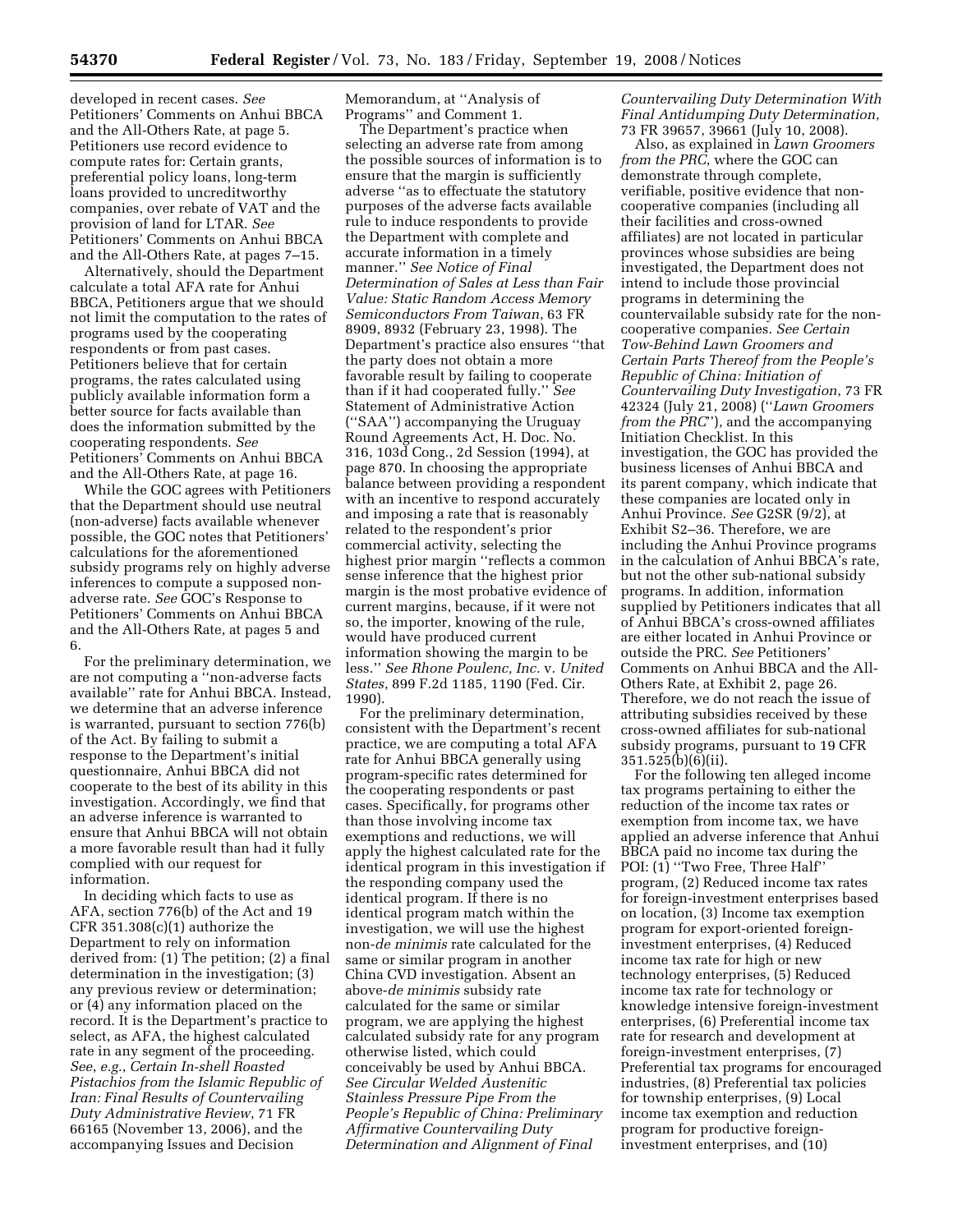developed in recent cases. *See* Petitioners' Comments on Anhui BBCA and the All-Others Rate, at page 5. Petitioners use record evidence to compute rates for: Certain grants, preferential policy loans, long-term loans provided to uncreditworthy companies, over rebate of VAT and the provision of land for LTAR. *See* Petitioners' Comments on Anhui BBCA and the All-Others Rate, at pages 7–15.

Alternatively, should the Department calculate a total AFA rate for Anhui BBCA, Petitioners argue that we should not limit the computation to the rates of programs used by the cooperating respondents or from past cases. Petitioners believe that for certain programs, the rates calculated using publicly available information form a better source for facts available than does the information submitted by the cooperating respondents. *See* Petitioners' Comments on Anhui BBCA and the All-Others Rate, at page 16.

While the GOC agrees with Petitioners that the Department should use neutral (non-adverse) facts available whenever possible, the GOC notes that Petitioners' calculations for the aforementioned subsidy programs rely on highly adverse inferences to compute a supposed non-adverse rate. *See* GOC's Response to Petitioners' Comments on Anhui BBCA and the All-Others Rate, at pages 5 and 6.

For the preliminary determination, we are not computing a ''non-adverse facts available'' rate for Anhui BBCA. Instead, we determine that an adverse inference is warranted, pursuant to section 776(b) of the Act. By failing to submit a response to the Department's initial questionnaire, Anhui BBCA did not cooperate to the best of its ability in this investigation. Accordingly, we find that an adverse inference is warranted to ensure that Anhui BBCA will not obtain a more favorable result than had it fully complied with our request for information.

In deciding which facts to use as AFA, section 776(b) of the Act and 19 CFR 351.308(c)(1) authorize the Department to rely on information derived from: (1) The petition; (2) a final determination in the investigation; (3) any previous review or determination; or (4) any information placed on the record. It is the Department's practice to select, as AFA, the highest calculated rate in any segment of the proceeding. *See, e.g., Certain In-shell Roasted Pistachios from the Islamic Republic of Iran: Final Results of Countervailing Duty Administrative Review*, 71 FR 66165 (November 13, 2006), and the accompanying Issues and Decision Memorandum, at ''Analysis of Programs'' and Comment 1.

The Department's practice when selecting an adverse rate from among the possible sources of information is to ensure that the margin is sufficiently adverse ''as to effectuate the statutory purposes of the adverse facts available rule to induce respondents to provide the Department with complete and accurate information in a timely manner.'' *See Notice of Final Determination of Sales at Less than Fair Value: Static Random Access Memory Semiconductors From Taiwan*, 63 FR 8909, 8932 (February 23, 1998). The Department's practice also ensures ''that the party does not obtain a more favorable result by failing to cooperate than if it had cooperated fully.'' *See* Statement of Administrative Action (''SAA'') accompanying the Uruguay Round Agreements Act, H. Doc. No. 316, 103d Cong., 2d Session (1994), at page 870. In choosing the appropriate balance between providing a respondent with an incentive to respond accurately and imposing a rate that is reasonably related to the respondent's prior commercial activity, selecting the highest prior margin ''reflects a common sense inference that the highest prior margin is the most probative evidence of current margins, because, if it were not so, the importer, knowing of the rule, would have produced current information showing the margin to be less.'' *See Rhone Poulenc, Inc.* v. *United States*, 899 F.2d 1185, 1190 (Fed. Cir. 1990).

For the preliminary determination, consistent with the Department's recent practice, we are computing a total AFA rate for Anhui BBCA generally using program-specific rates determined for the cooperating respondents or past cases. Specifically, for programs other than those involving income tax exemptions and reductions, we will apply the highest calculated rate for the identical program in this investigation if the responding company used the identical program. If there is no identical program match within the investigation, we will use the highest non-*de minimis* rate calculated for the same or similar program in another China CVD investigation. Absent an above-*de minimis* subsidy rate calculated for the same or similar program, we are applying the highest calculated subsidy rate for any program otherwise listed, which could conceivably be used by Anhui BBCA. *See Circular Welded Austenitic Stainless Pressure Pipe From the People's Republic of China: Preliminary Affirmative Countervailing Duty Determination and Alignment of Final Countervailing Duty Determination With Final Antidumping Duty Determination*, 73 FR 39657, 39661 (July 10, 2008).

Also, as explained in *Lawn Groomers from the PRC*, where the GOC can demonstrate through complete, verifiable, positive evidence that non-cooperative companies (including all their facilities and cross-owned affiliates) are not located in particular provinces whose subsidies are being investigated, the Department does not intend to include those provincial programs in determining the countervailable subsidy rate for the non-cooperative companies. *See Certain Tow-Behind Lawn Groomers and Certain Parts Thereof from the People's Republic of China: Initiation of Countervailing Duty Investigation*, 73 FR 42324 (July 21, 2008) (''*Lawn Groomers from the PRC*''), and the accompanying Initiation Checklist. In this investigation, the GOC has provided the business licenses of Anhui BBCA and its parent company, which indicate that these companies are located only in Anhui Province. *See* G2SR (9/2), at Exhibit S2–36. Therefore, we are including the Anhui Province programs in the calculation of Anhui BBCA's rate, but not the other sub-national subsidy programs. In addition, information supplied by Petitioners indicates that all of Anhui BBCA's cross-owned affiliates are either located in Anhui Province or outside the PRC. *See* Petitioners' Comments on Anhui BBCA and the All-Others Rate, at Exhibit 2, page 26. Therefore, we do not reach the issue of attributing subsidies received by these cross-owned affiliates for sub-national subsidy programs, pursuant to 19 CFR 351.525(b)(6)(ii).

For the following ten alleged income tax programs pertaining to either the reduction of the income tax rates or exemption from income tax, we have applied an adverse inference that Anhui BBCA paid no income tax during the POI: (1) ''Two Free, Three Half'' program, (2) Reduced income tax rates for foreign-investment enterprises based on location, (3) Income tax exemption program for export-oriented foreign-investment enterprises, (4) Reduced income tax rate for high or new technology enterprises, (5) Reduced income tax rate for technology or knowledge intensive foreign-investment enterprises, (6) Preferential income tax rate for research and development at foreign-investment enterprises, (7) Preferential tax programs for encouraged industries, (8) Preferential tax policies for township enterprises, (9) Local income tax exemption and reduction program for productive foreign-investment enterprises, and (10)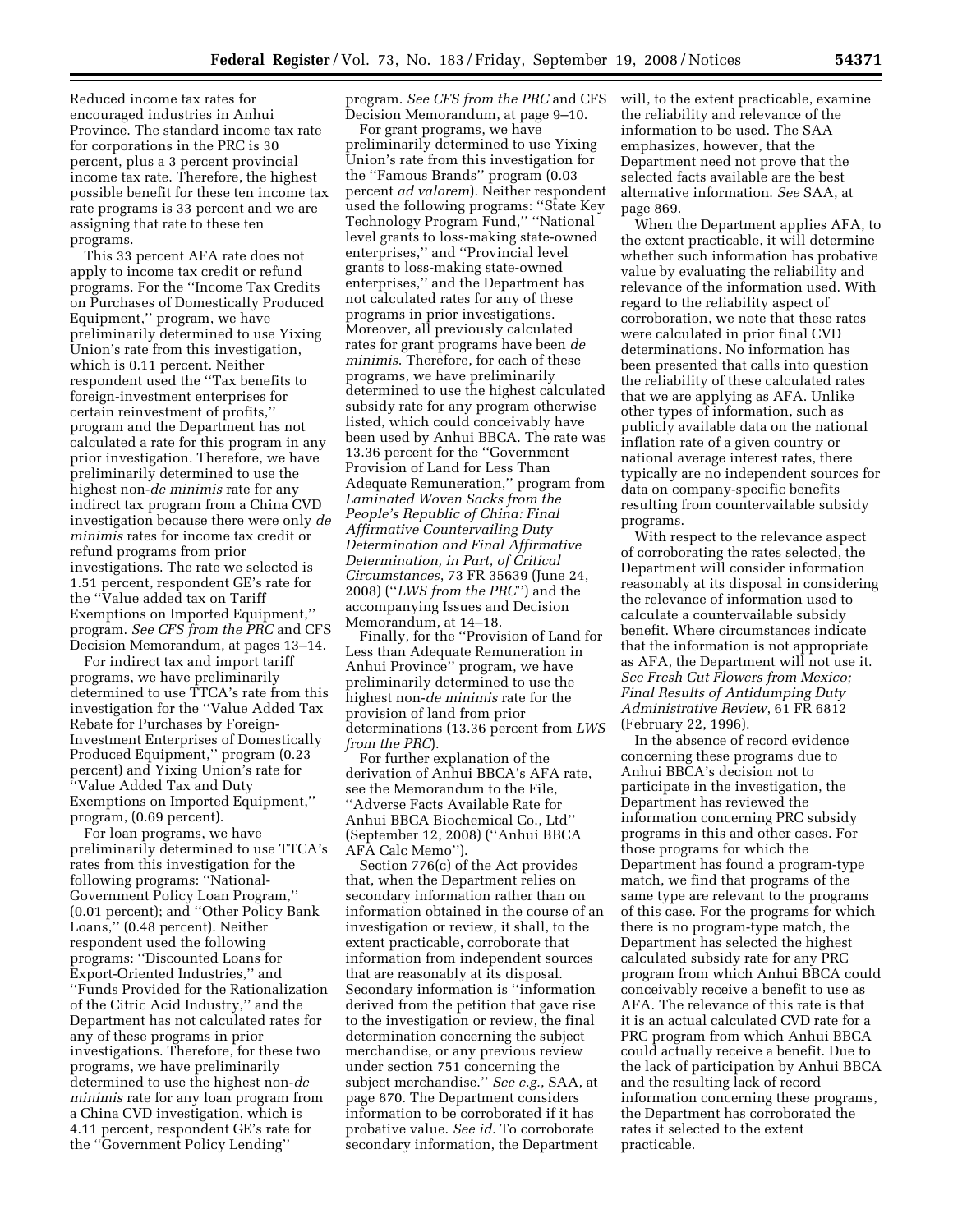Reduced income tax rates for encouraged industries in Anhui Province. The standard income tax rate for corporations in the PRC is 30 percent, plus a 3 percent provincial income tax rate. Therefore, the highest possible benefit for these ten income tax rate programs is 33 percent and we are assigning that rate to these ten programs.

This 33 percent AFA rate does not apply to income tax credit or refund programs. For the ''Income Tax Credits on Purchases of Domestically Produced Equipment,'' program, we have preliminarily determined to use Yixing Union's rate from this investigation, which is 0.11 percent. Neither respondent used the ''Tax benefits to foreign-investment enterprises for certain reinvestment of profits,'' program and the Department has not calculated a rate for this program in any prior investigation. Therefore, we have preliminarily determined to use the highest non-*de minimis* rate for any indirect tax program from a China CVD investigation because there were only *de minimis* rates for income tax credit or refund programs from prior investigations. The rate we selected is 1.51 percent, respondent GE's rate for the ''Value added tax on Tariff Exemptions on Imported Equipment,'' program. *See CFS from the PRC* and CFS Decision Memorandum, at pages 13–14.

For indirect tax and import tariff programs, we have preliminarily determined to use TTCA's rate from this investigation for the ''Value Added Tax Rebate for Purchases by Foreign-Investment Enterprises of Domestically Produced Equipment,'' program (0.23 percent) and Yixing Union's rate for ''Value Added Tax and Duty Exemptions on Imported Equipment,'' program, (0.69 percent).

For loan programs, we have preliminarily determined to use TTCA's rates from this investigation for the following programs: ''National-Government Policy Loan Program,'' (0.01 percent); and ''Other Policy Bank Loans,'' (0.48 percent). Neither respondent used the following programs: ''Discounted Loans for Export-Oriented Industries,'' and ''Funds Provided for the Rationalization of the Citric Acid Industry,'' and the Department has not calculated rates for any of these programs in prior investigations. Therefore, for these two programs, we have preliminarily determined to use the highest non-*de minimis* rate for any loan program from a China CVD investigation, which is 4.11 percent, respondent GE's rate for the ''Government Policy Lending'' program. *See CFS from the PRC* and CFS Decision Memorandum, at page 9–10.

For grant programs, we have preliminarily determined to use Yixing Union's rate from this investigation for the ''Famous Brands'' program (0.03 percent *ad valorem*). Neither respondent used the following programs: ''State Key Technology Program Fund,'' ''National level grants to loss-making state-owned enterprises,'' and ''Provincial level grants to loss-making state-owned enterprises,'' and the Department has not calculated rates for any of these programs in prior investigations. Moreover, all previously calculated rates for grant programs have been *de minimis*. Therefore, for each of these programs, we have preliminarily determined to use the highest calculated subsidy rate for any program otherwise listed, which could conceivably have been used by Anhui BBCA. The rate was 13.36 percent for the ''Government Provision of Land for Less Than Adequate Remuneration,'' program from *Laminated Woven Sacks from the People's Republic of China: Final Affirmative Countervailing Duty Determination and Final Affirmative Determination, in Part, of Critical Circumstances*, 73 FR 35639 (June 24, 2008) (''*LWS from the PRC*'') and the accompanying Issues and Decision Memorandum, at 14–18.

Finally, for the ''Provision of Land for Less than Adequate Remuneration in Anhui Province'' program, we have preliminarily determined to use the highest non-*de minimis* rate for the provision of land from prior determinations (13.36 percent from *LWS from the PRC*).

For further explanation of the derivation of Anhui BBCA's AFA rate, see the Memorandum to the File, ''Adverse Facts Available Rate for Anhui BBCA Biochemical Co., Ltd'' (September 12, 2008) (''Anhui BBCA AFA Calc Memo'').

Section 776(c) of the Act provides that, when the Department relies on secondary information rather than on information obtained in the course of an investigation or review, it shall, to the extent practicable, corroborate that information from independent sources that are reasonably at its disposal. Secondary information is ''information derived from the petition that gave rise to the investigation or review, the final determination concerning the subject merchandise, or any previous review under section 751 concerning the subject merchandise.'' *See e.g.*, SAA, at page 870. The Department considers information to be corroborated if it has probative value. *See id.* To corroborate secondary information, the Department will, to the extent practicable, examine the reliability and relevance of the information to be used. The SAA emphasizes, however, that the Department need not prove that the selected facts available are the best alternative information. *See* SAA, at page 869.

When the Department applies AFA, to the extent practicable, it will determine whether such information has probative value by evaluating the reliability and relevance of the information used. With regard to the reliability aspect of corroboration, we note that these rates were calculated in prior final CVD determinations. No information has been presented that calls into question the reliability of these calculated rates that we are applying as AFA. Unlike other types of information, such as publicly available data on the national inflation rate of a given country or national average interest rates, there typically are no independent sources for data on company-specific benefits resulting from countervailable subsidy programs.

With respect to the relevance aspect of corroborating the rates selected, the Department will consider information reasonably at its disposal in considering the relevance of information used to calculate a countervailable subsidy benefit. Where circumstances indicate that the information is not appropriate as AFA, the Department will not use it. *See Fresh Cut Flowers from Mexico; Final Results of Antidumping Duty Administrative Review*, 61 FR 6812 (February 22, 1996).

In the absence of record evidence concerning these programs due to Anhui BBCA's decision not to participate in the investigation, the Department has reviewed the information concerning PRC subsidy programs in this and other cases. For those programs for which the Department has found a program-type match, we find that programs of the same type are relevant to the programs of this case. For the programs for which there is no program-type match, the Department has selected the highest calculated subsidy rate for any PRC program from which Anhui BBCA could conceivably receive a benefit to use as AFA. The relevance of this rate is that it is an actual calculated CVD rate for a PRC program from which Anhui BBCA could actually receive a benefit. Due to the lack of participation by Anhui BBCA and the resulting lack of record information concerning these programs, the Department has corroborated the rates it selected to the extent practicable.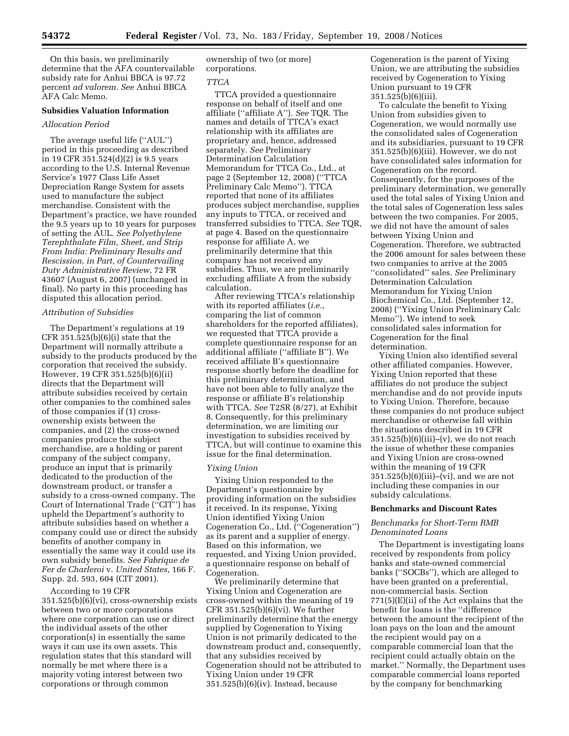On this basis, we preliminarily determine that the AFA countervailable subsidy rate for Anhui BBCA is 97.72 percent *ad valorem*. *See* Anhui BBCA AFA Calc Memo.

## Subsidies Valuation Information

### *Allocation Period*

The average useful life (''AUL'') period in this proceeding as described in 19 CFR 351.524(d)(2) is 9.5 years according to the U.S. Internal Revenue Service's 1977 Class Life Asset Depreciation Range System for assets used to manufacture the subject merchandise. Consistent with the Department's practice, we have rounded the 9.5 years up to 10 years for purposes of setting the AUL. *See Polyethylene Terephthalate Film, Sheet, and Strip From India: Preliminary Results and Rescission, in Part, of Countervailing Duty Administrative Review*, 72 FR 43607 (August 6, 2007) (unchanged in final). No party in this proceeding has disputed this allocation period.

### *Attribution of Subsidies*

The Department's regulations at 19 CFR 351.525(b)(6)(i) state that the Department will normally attribute a subsidy to the products produced by the corporation that received the subsidy. However, 19 CFR 351.525(b)(6)(ii) directs that the Department will attribute subsidies received by certain other companies to the combined sales of those companies if (1) cross-ownership exists between the companies, and (2) the cross-owned companies produce the subject merchandise, are a holding or parent company of the subject company, produce an input that is primarily dedicated to the production of the downstream product, or transfer a subsidy to a cross-owned company. The Court of International Trade (''CIT'') has upheld the Department's authority to attribute subsidies based on whether a company could use or direct the subsidy benefits of another company in essentially the same way it could use its own subsidy benefits. *See Fabrique de Fer de Charleroi* v. *United States*, 166 F. Supp. 2d. 593, 604 (CIT 2001).

According to 19 CFR 351.525(b)(6)(vi), cross-ownership exists between two or more corporations where one corporation can use or direct the individual assets of the other corporation(s) in essentially the same ways it can use its own assets. This regulation states that this standard will normally be met where there is a majority voting interest between two corporations or through common ownership of two (or more) corporations.

### *TTCA*

TTCA provided a questionnaire response on behalf of itself and one affiliate (''affiliate A''). *See* TQR. The names and details of TTCA's exact relationship with its affiliates are proprietary and, hence, addressed separately. *See* Preliminary Determination Calculation Memorandum for TTCA Co., Ltd., at page 2 (September 12, 2008) (''TTCA Preliminary Calc Memo''). TTCA reported that none of its affiliates produces subject merchandise, supplies any inputs to TTCA, or received and transferred subsidies to TTCA. *See* TQR, at page 4. Based on the questionnaire response for affiliate A, we preliminarily determine that this company has not received any subsidies. Thus, we are preliminarily excluding affiliate A from the subsidy calculation.

After reviewing TTCA's relationship with its reported affiliates (*i.e.*, comparing the list of common shareholders for the reported affiliates), we requested that TTCA provide a complete questionnaire response for an additional affiliate (''affiliate B''). We received affiliate B's questionnaire response shortly before the deadline for this preliminary determination, and have not been able to fully analyze the response or affiliate B's relationship with TTCA. *See* T2SR (8/27), at Exhibit 8. Consequently, for this preliminary determination, we are limiting our investigation to subsidies received by TTCA, but will continue to examine this issue for the final determination.

### *Yixing Union*

Yixing Union responded to the Department's questionnaire by providing information on the subsidies it received. In its response, Yixing Union identified Yixing Union Cogeneration Co., Ltd. (''Cogeneration'') as its parent and a supplier of energy. Based on this information, we requested, and Yixing Union provided, a questionnaire response on behalf of Cogeneration.

We preliminarily determine that Yixing Union and Cogeneration are cross-owned within the meaning of 19 CFR 351.525(b)(6)(vi). We further preliminarily determine that the energy supplied by Cogeneration to Yixing Union is not primarily dedicated to the downstream product and, consequently, that any subsidies received by Cogeneration should not be attributed to Yixing Union under 19 CFR 351.525(b)(6)(iv). Instead, because Cogeneration is the parent of Yixing Union, we are attributing the subsidies received by Cogeneration to Yixing Union pursuant to 19 CFR 351.525(b)(6)(iii).

To calculate the benefit to Yixing Union from subsidies given to Cogeneration, we would normally use the consolidated sales of Cogeneration and its subsidiaries, pursuant to 19 CFR 351.525(b)(6)(iii). However, we do not have consolidated sales information for Cogeneration on the record. Consequently, for the purposes of the preliminary determination, we generally used the total sales of Yixing Union and the total sales of Cogeneration less sales between the two companies. For 2005, we did not have the amount of sales between Yixing Union and Cogeneration. Therefore, we subtracted the 2006 amount for sales between these two companies to arrive at the 2005 ''consolidated'' sales. *See* Preliminary Determination Calculation Memorandum for Yixing Union Biochemical Co., Ltd. (September 12, 2008) (''Yixing Union Preliminary Calc Memo''). We intend to seek consolidated sales information for Cogeneration for the final determination.

Yixing Union also identified several other affiliated companies. However, Yixing Union reported that these affiliates do not produce the subject merchandise and do not provide inputs to Yixing Union. Therefore, because these companies do not produce subject merchandise or otherwise fall within the situations described in 19 CFR 351.525(b)(6)(iii)–(v), we do not reach the issue of whether these companies and Yixing Union are cross-owned within the meaning of 19 CFR 351.525(b)(6)(iii)–(vi), and we are not including these companies in our subsidy calculations.

## Benchmarks and Discount Rates

### *Benchmarks for Short-Term RMB Denominated Loans*

The Department is investigating loans received by respondents from policy banks and state-owned commercial banks (''SOCBs''), which are alleged to have been granted on a preferential, non-commercial basis. Section 771(5)(E)(ii) of the Act explains that the benefit for loans is the ''difference between the amount the recipient of the loan pays on the loan and the amount the recipient would pay on a comparable commercial loan that the recipient could actually obtain on the market.'' Normally, the Department uses comparable commercial loans reported by the company for benchmarking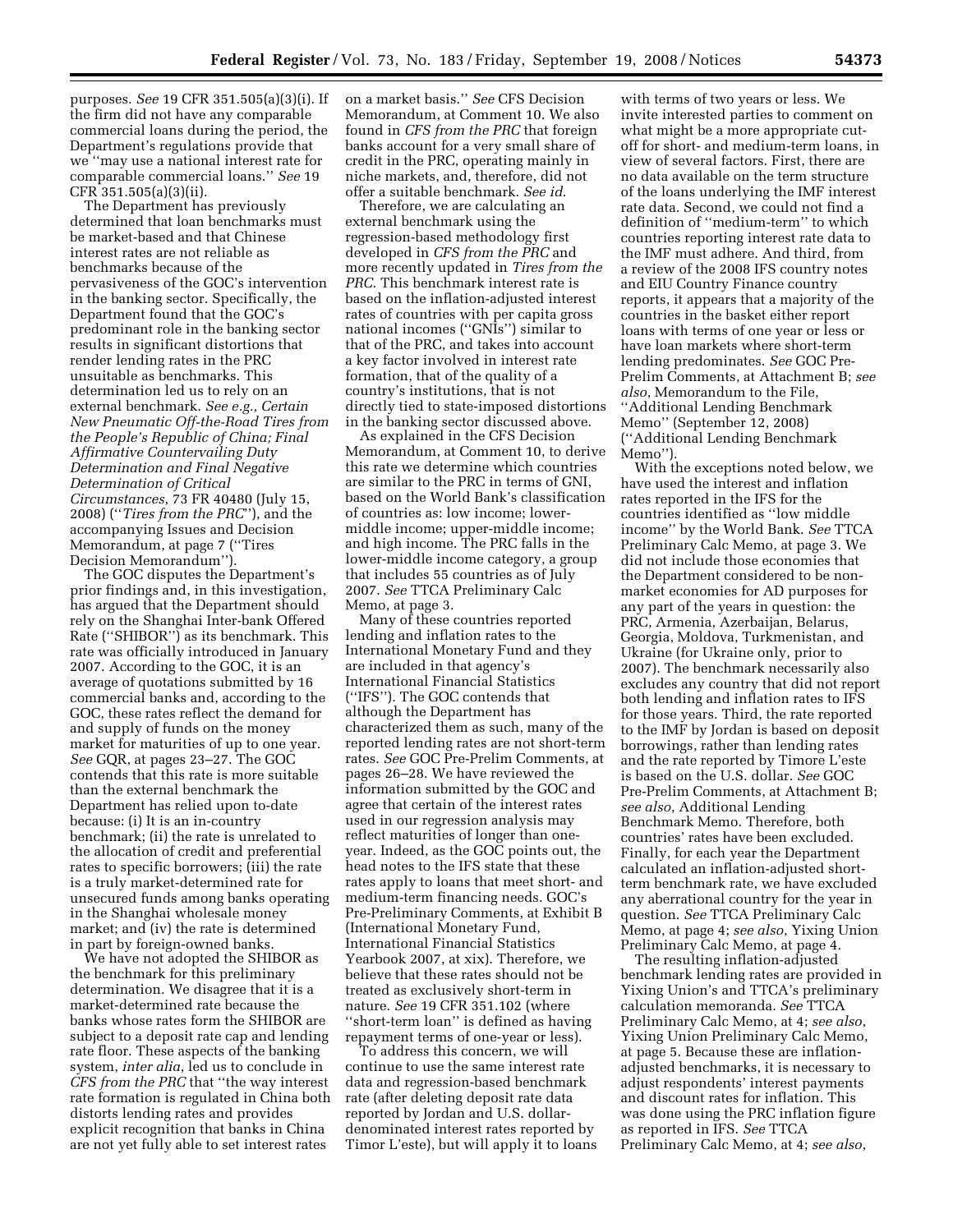purposes. *See* 19 CFR 351.505(a)(3)(i). If the firm did not have any comparable commercial loans during the period, the Department's regulations provide that we ''may use a national interest rate for comparable commercial loans.'' *See* 19 CFR 351.505(a)(3)(ii).

The Department has previously determined that loan benchmarks must be market-based and that Chinese interest rates are not reliable as benchmarks because of the pervasiveness of the GOC's intervention in the banking sector. Specifically, the Department found that the GOC's predominant role in the banking sector results in significant distortions that render lending rates in the PRC unsuitable as benchmarks. This determination led us to rely on an external benchmark. *See e.g., Certain New Pneumatic Off-the-Road Tires from the People's Republic of China; Final Affirmative Countervailing Duty Determination and Final Negative Determination of Critical Circumstances*, 73 FR 40480 (July 15, 2008) (''*Tires from the PRC*''), and the accompanying Issues and Decision Memorandum, at page 7 (''Tires Decision Memorandum'').

The GOC disputes the Department's prior findings and, in this investigation, has argued that the Department should rely on the Shanghai Inter-bank Offered Rate (''SHIBOR'') as its benchmark. This rate was officially introduced in January 2007. According to the GOC, it is an average of quotations submitted by 16 commercial banks and, according to the GOC, these rates reflect the demand for and supply of funds on the money market for maturities of up to one year. *See* GQR, at pages 23–27. The GOC contends that this rate is more suitable than the external benchmark the Department has relied upon to-date because: (i) It is an in-country benchmark; (ii) the rate is unrelated to the allocation of credit and preferential rates to specific borrowers; (iii) the rate is a truly market-determined rate for unsecured funds among banks operating in the Shanghai wholesale money market; and (iv) the rate is determined in part by foreign-owned banks.

We have not adopted the SHIBOR as the benchmark for this preliminary determination. We disagree that it is a market-determined rate because the banks whose rates form the SHIBOR are subject to a deposit rate cap and lending rate floor. These aspects of the banking system, *inter alia*, led us to conclude in *CFS from the PRC* that ''the way interest rate formation is regulated in China both distorts lending rates and provides explicit recognition that banks in China are not yet fully able to set interest rates on a market basis.'' *See* CFS Decision Memorandum, at Comment 10. We also found in *CFS from the PRC* that foreign banks account for a very small share of credit in the PRC, operating mainly in niche markets, and, therefore, did not offer a suitable benchmark. *See id.*

Therefore, we are calculating an external benchmark using the regression-based methodology first developed in *CFS from the PRC* and more recently updated in *Tires from the PRC*. This benchmark interest rate is based on the inflation-adjusted interest rates of countries with per capita gross national incomes (''GNIs'') similar to that of the PRC, and takes into account a key factor involved in interest rate formation, that of the quality of a country's institutions, that is not directly tied to state-imposed distortions in the banking sector discussed above.

As explained in the CFS Decision Memorandum, at Comment 10, to derive this rate we determine which countries are similar to the PRC in terms of GNI, based on the World Bank's classification of countries as: low income; lower-middle income; upper-middle income; and high income. The PRC falls in the lower-middle income category, a group that includes 55 countries as of July 2007. *See* TTCA Preliminary Calc Memo, at page 3.

Many of these countries reported lending and inflation rates to the International Monetary Fund and they are included in that agency's International Financial Statistics (''IFS''). The GOC contends that although the Department has characterized them as such, many of the reported lending rates are not short-term rates. *See* GOC Pre-Prelim Comments, at pages 26–28. We have reviewed the information submitted by the GOC and agree that certain of the interest rates used in our regression analysis may reflect maturities of longer than one-year. Indeed, as the GOC points out, the head notes to the IFS state that these rates apply to loans that meet short- and medium-term financing needs. GOC's Pre-Preliminary Comments, at Exhibit B (International Monetary Fund, International Financial Statistics Yearbook 2007, at xix). Therefore, we believe that these rates should not be treated as exclusively short-term in nature. *See* 19 CFR 351.102 (where ''short-term loan'' is defined as having repayment terms of one-year or less).

To address this concern, we will continue to use the same interest rate data and regression-based benchmark rate (after deleting deposit rate data reported by Jordan and U.S. dollar-denominated interest rates reported by Timor L'este), but will apply it to loans with terms of two years or less. We invite interested parties to comment on what might be a more appropriate cut-off for short- and medium-term loans, in view of several factors. First, there are no data available on the term structure of the loans underlying the IMF interest rate data. Second, we could not find a definition of ''medium-term'' to which countries reporting interest rate data to the IMF must adhere. And third, from a review of the 2008 IFS country notes and EIU Country Finance country reports, it appears that a majority of the countries in the basket either report loans with terms of one year or less or have loan markets where short-term lending predominates. *See* GOC Pre-Prelim Comments, at Attachment B; *see also*, Memorandum to the File, ''Additional Lending Benchmark Memo'' (September 12, 2008) (''Additional Lending Benchmark Memo'').

With the exceptions noted below, we have used the interest and inflation rates reported in the IFS for the countries identified as ''low middle income'' by the World Bank. *See* TTCA Preliminary Calc Memo, at page 3. We did not include those economies that the Department considered to be non-market economies for AD purposes for any part of the years in question: the PRC, Armenia, Azerbaijan, Belarus, Georgia, Moldova, Turkmenistan, and Ukraine (for Ukraine only, prior to 2007). The benchmark necessarily also excludes any country that did not report both lending and inflation rates to IFS for those years. Third, the rate reported to the IMF by Jordan is based on deposit borrowings, rather than lending rates and the rate reported by Timore L'este is based on the U.S. dollar. *See* GOC Pre-Prelim Comments, at Attachment B; *see also*, Additional Lending Benchmark Memo. Therefore, both countries' rates have been excluded. Finally, for each year the Department calculated an inflation-adjusted short-term benchmark rate, we have excluded any aberrational country for the year in question. *See* TTCA Preliminary Calc Memo, at page 4; *see also*, Yixing Union Preliminary Calc Memo, at page 4.

The resulting inflation-adjusted benchmark lending rates are provided in Yixing Union's and TTCA's preliminary calculation memoranda. *See* TTCA Preliminary Calc Memo, at 4; *see also*, Yixing Union Preliminary Calc Memo, at page 5. Because these are inflation-adjusted benchmarks, it is necessary to adjust respondents' interest payments and discount rates for inflation. This was done using the PRC inflation figure as reported in IFS. *See* TTCA Preliminary Calc Memo, at 4; *see also*,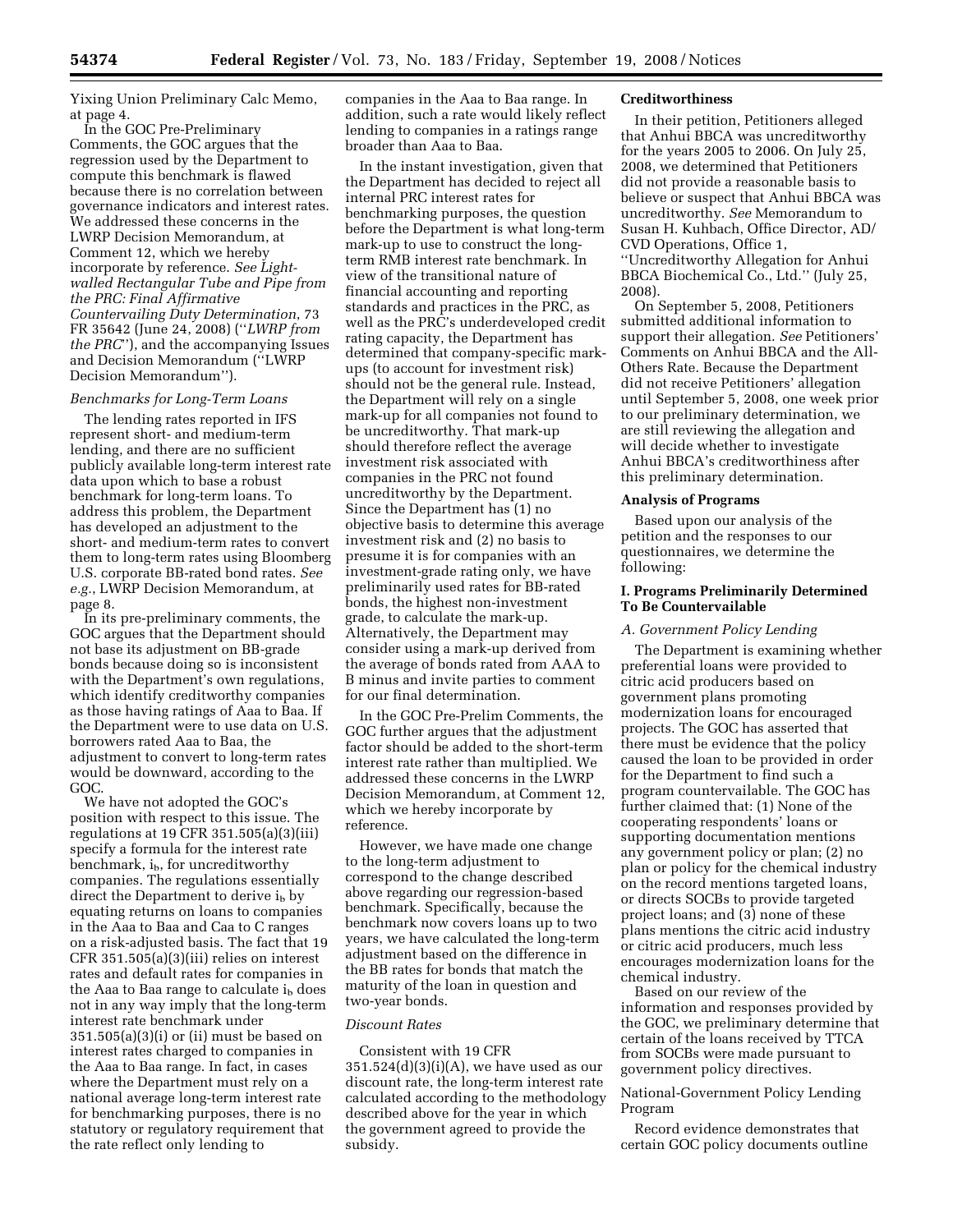Yixing Union Preliminary Calc Memo, at page 4.

In the GOC Pre-Preliminary Comments, the GOC argues that the regression used by the Department to compute this benchmark is flawed because there is no correlation between governance indicators and interest rates. We addressed these concerns in the LWRP Decision Memorandum, at Comment 12, which we hereby incorporate by reference. *See Light-walled Rectangular Tube and Pipe from the PRC: Final Affirmative Countervailing Duty Determination*, 73 FR 35642 (June 24, 2008) (''*LWRP from the PRC*''), and the accompanying Issues and Decision Memorandum (''LWRP Decision Memorandum'').

*Benchmarks for Long-Term Loans*

The lending rates reported in IFS represent short- and medium-term lending, and there are no sufficient publicly available long-term interest rate data upon which to base a robust benchmark for long-term loans. To address this problem, the Department has developed an adjustment to the short- and medium-term rates to convert them to long-term rates using Bloomberg U.S. corporate BB-rated bond rates. *See e.g.*, LWRP Decision Memorandum, at page 8.

In its pre-preliminary comments, the GOC argues that the Department should not base its adjustment on BB-grade bonds because doing so is inconsistent with the Department's own regulations, which identify creditworthy companies as those having ratings of Aaa to Baa. If the Department were to use data on U.S. borrowers rated Aaa to Baa, the adjustment to convert to long-term rates would be downward, according to the GOC.

We have not adopted the GOC's position with respect to this issue. The regulations at 19 CFR 351.505(a)(3)(iii) specify a formula for the interest rate benchmark, $i_b$, for uncreditworthy companies. The regulations essentially direct the Department to derive $i_b$ by equating returns on loans to companies in the Aaa to Baa and Caa to C ranges on a risk-adjusted basis. The fact that 19 CFR 351.505(a)(3)(iii) relies on interest rates and default rates for companies in the Aaa to Baa range to calculate $i_b$ does not in any way imply that the long-term interest rate benchmark under 351.505(a)(3)(i) or (ii) must be based on interest rates charged to companies in the Aaa to Baa range. In fact, in cases where the Department must rely on a national average long-term interest rate for benchmarking purposes, there is no statutory or regulatory requirement that the rate reflect only lending to companies in the Aaa to Baa range. In addition, such a rate would likely reflect lending to companies in a ratings range broader than Aaa to Baa.

In the instant investigation, given that the Department has decided to reject all internal PRC interest rates for benchmarking purposes, the question before the Department is what long-term mark-up to use to construct the long-term RMB interest rate benchmark. In view of the transitional nature of financial accounting and reporting standards and practices in the PRC, as well as the PRC's underdeveloped credit rating capacity, the Department has determined that company-specific mark-ups (to account for investment risk) should not be the general rule. Instead, the Department will rely on a single mark-up for all companies not found to be uncreditworthy. That mark-up should therefore reflect the average investment risk associated with companies in the PRC not found uncreditworthy by the Department. Since the Department has (1) no objective basis to determine this average investment risk and (2) no basis to presume it is for companies with an investment-grade rating only, we have preliminarily used rates for BB-rated bonds, the highest non-investment grade, to calculate the mark-up. Alternatively, the Department may consider using a mark-up derived from the average of bonds rated from AAA to B minus and invite parties to comment for our final determination.

In the GOC Pre-Prelim Comments, the GOC further argues that the adjustment factor should be added to the short-term interest rate rather than multiplied. We addressed these concerns in the LWRP Decision Memorandum, at Comment 12, which we hereby incorporate by reference.

However, we have made one change to the long-term adjustment to correspond to the change described above regarding our regression-based benchmark. Specifically, because the benchmark now covers loans up to two years, we have calculated the long-term adjustment based on the difference in the BB rates for bonds that match the maturity of the loan in question and two-year bonds.

*Discount Rates*

Consistent with 19 CFR 351.524(d)(3)(i)(A), we have used as our discount rate, the long-term interest rate calculated according to the methodology described above for the year in which the government agreed to provide the subsidy.

**Creditworthiness**

In their petition, Petitioners alleged that Anhui BBCA was uncreditworthy for the years 2005 to 2006. On July 25, 2008, we determined that Petitioners did not provide a reasonable basis to believe or suspect that Anhui BBCA was uncreditworthy. *See* Memorandum to Susan H. Kuhbach, Office Director, AD/CVD Operations, Office 1, ''Uncreditworthy Allegation for Anhui BBCA Biochemical Co., Ltd.'' (July 25, 2008).

On September 5, 2008, Petitioners submitted additional information to support their allegation. *See* Petitioners' Comments on Anhui BBCA and the All-Others Rate. Because the Department did not receive Petitioners' allegation until September 5, 2008, one week prior to our preliminary determination, we are still reviewing the allegation and will decide whether to investigate Anhui BBCA's creditworthiness after this preliminary determination.

**Analysis of Programs**

Based upon our analysis of the petition and the responses to our questionnaires, we determine the following:

**I. Programs Preliminarily Determined To Be Countervailable**

*A. Government Policy Lending*

The Department is examining whether preferential loans were provided to citric acid producers based on government plans promoting modernization loans for encouraged projects. The GOC has asserted that there must be evidence that the policy caused the loan to be provided in order for the Department to find such a program countervailable. The GOC has further claimed that: (1) None of the cooperating respondents' loans or supporting documentation mentions any government policy or plan; (2) no plan or policy for the chemical industry on the record mentions targeted loans, or directs SOCBs to provide targeted project loans; and (3) none of these plans mentions the citric acid industry or citric acid producers, much less encourages modernization loans for the chemical industry.

Based on our review of the information and responses provided by the GOC, we preliminary determine that certain of the loans received by TTCA from SOCBs were made pursuant to government policy directives.

National-Government Policy Lending Program

Record evidence demonstrates that certain GOC policy documents outline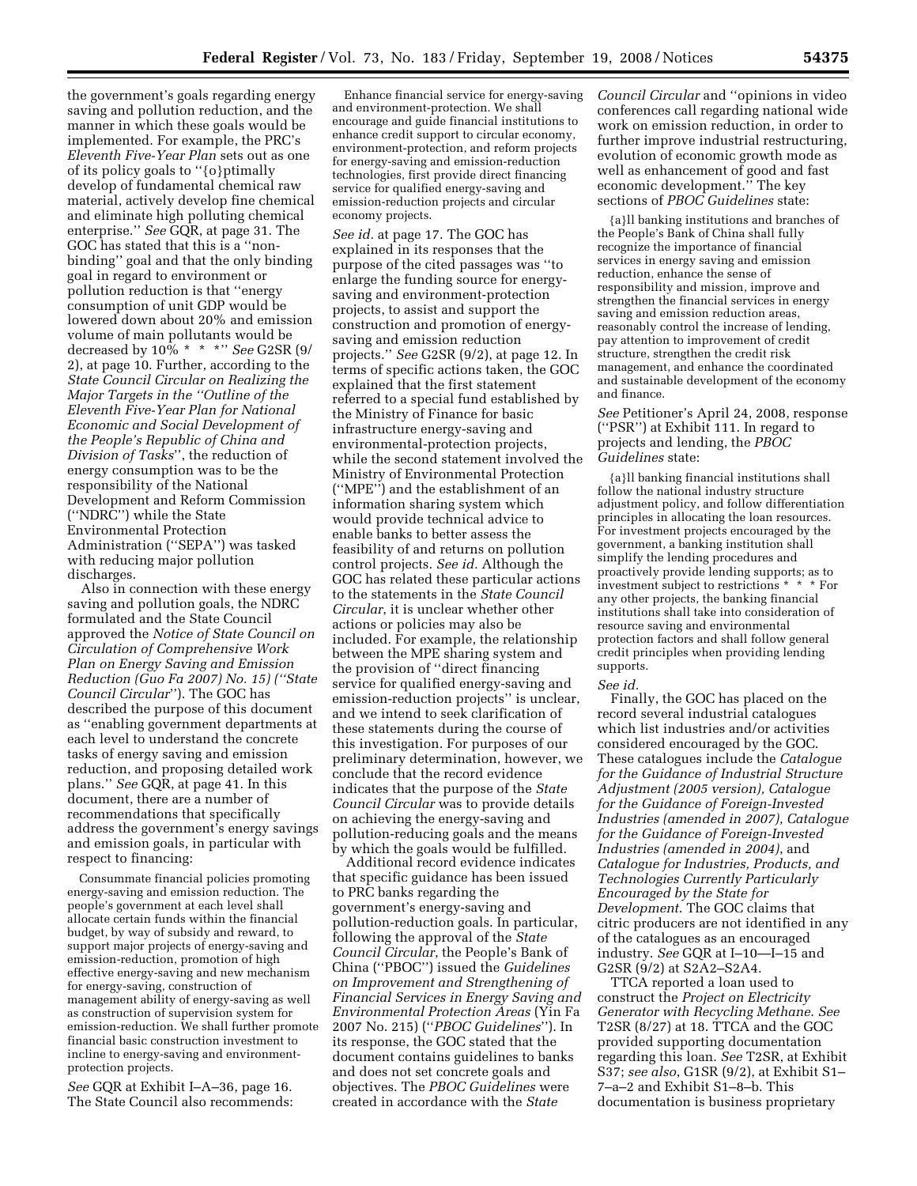the government's goals regarding energy saving and pollution reduction, and the manner in which these goals would be implemented. For example, the PRC's *Eleventh Five-Year Plan* sets out as one of its policy goals to ''{o}ptimally develop of fundamental chemical raw material, actively develop fine chemical and eliminate high polluting chemical enterprise.'' *See* GQR, at page 31. The GOC has stated that this is a ''non-binding'' goal and that the only binding goal in regard to environment or pollution reduction is that ''energy consumption of unit GDP would be lowered down about 20% and emission volume of main pollutants would be decreased by 10% * * *'' *See* G2SR (9/2), at page 10. Further, according to the *State Council Circular on Realizing the Major Targets in the ''Outline of the Eleventh Five-Year Plan for National Economic and Social Development of the People's Republic of China and Division of Tasks*'', the reduction of energy consumption was to be the responsibility of the National Development and Reform Commission (''NDRC'') while the State Environmental Protection Administration (''SEPA'') was tasked with reducing major pollution discharges.

Also in connection with these energy saving and pollution goals, the NDRC formulated and the State Council approved the *Notice of State Council on Circulation of Comprehensive Work Plan on Energy Saving and Emission Reduction (Guo Fa 2007) No. 15) (''State Council Circular*''). The GOC has described the purpose of this document as ''enabling government departments at each level to understand the concrete tasks of energy saving and emission reduction, and proposing detailed work plans.'' *See* GQR, at page 41. In this document, there are a number of recommendations that specifically address the government's energy savings and emission goals, in particular with respect to financing:

> Consummate financial policies promoting energy-saving and emission reduction. The people's government at each level shall allocate certain funds within the financial budget, by way of subsidy and reward, to support major projects of energy-saving and emission-reduction, promotion of high effective energy-saving and new mechanism for energy-saving, construction of management ability of energy-saving as well as construction of supervision system for emission-reduction. We shall further promote financial basic construction investment to incline to energy-saving and environment-protection projects.

*See* GQR at Exhibit I–A–36, page 16. The State Council also recommends:

> Enhance financial service for energy-saving and environment-protection. We shall encourage and guide financial institutions to enhance credit support to circular economy, environment-protection, and reform projects for energy-saving and emission-reduction technologies, first provide direct financing service for qualified energy-saving and emission-reduction projects and circular economy projects.

*See id.* at page 17. The GOC has explained in its responses that the purpose of the cited passages was ''to enlarge the funding source for energy-saving and environment-protection projects, to assist and support the construction and promotion of energy-saving and emission reduction projects.'' *See* G2SR (9/2), at page 12. In terms of specific actions taken, the GOC explained that the first statement referred to a special fund established by the Ministry of Finance for basic infrastructure energy-saving and environmental-protection projects, while the second statement involved the Ministry of Environmental Protection (''MPE'') and the establishment of an information sharing system which would provide technical advice to enable banks to better assess the feasibility of and returns on pollution control projects. *See id.* Although the GOC has related these particular actions to the statements in the *State Council Circular*, it is unclear whether other actions or policies may also be included. For example, the relationship between the MPE sharing system and the provision of ''direct financing service for qualified energy-saving and emission-reduction projects'' is unclear, and we intend to seek clarification of these statements during the course of this investigation. For purposes of our preliminary determination, however, we conclude that the record evidence indicates that the purpose of the *State Council Circular* was to provide details on achieving the energy-saving and pollution-reducing goals and the means by which the goals would be fulfilled.

Additional record evidence indicates that specific guidance has been issued to PRC banks regarding the government's energy-saving and pollution-reduction goals. In particular, following the approval of the *State Council Circular*, the People's Bank of China (''PBOC'') issued the *Guidelines on Improvement and Strengthening of Financial Services in Energy Saving and Environmental Protection Areas* (Yin Fa 2007 No. 215) (''*PBOC Guidelines*''). In its response, the GOC stated that the document contains guidelines to banks and does not set concrete goals and objectives. The *PBOC Guidelines* were created in accordance with the *State Council Circular* and ''opinions in video conferences call regarding national wide work on emission reduction, in order to further improve industrial restructuring, evolution of economic growth mode as well as enhancement of good and fast economic development.'' The key sections of *PBOC Guidelines* state:

> {a}ll banking institutions and branches of the People's Bank of China shall fully recognize the importance of financial services in energy saving and emission reduction, enhance the sense of responsibility and mission, improve and strengthen the financial services in energy saving and emission reduction areas, reasonably control the increase of lending, pay attention to improvement of credit structure, strengthen the credit risk management, and enhance the coordinated and sustainable development of the economy and finance.

*See* Petitioner's April 24, 2008, response (''PSR'') at Exhibit 111. In regard to projects and lending, the *PBOC Guidelines* state:

> {a}ll banking financial institutions shall follow the national industry structure adjustment policy, and follow differentiation principles in allocating the loan resources. For investment projects encouraged by the government, a banking institution shall simplify the lending procedures and proactively provide lending supports; as to investment subject to restrictions * * * For any other projects, the banking financial institutions shall take into consideration of resource saving and environmental protection factors and shall follow general credit principles when providing lending supports.

*See id.*

Finally, the GOC has placed on the record several industrial catalogues which list industries and/or activities considered encouraged by the GOC. These catalogues include the *Catalogue for the Guidance of Industrial Structure Adjustment (2005 version), Catalogue for the Guidance of Foreign-Invested Industries (amended in 2007), Catalogue for the Guidance of Foreign-Invested Industries (amended in 2004)*, and *Catalogue for Industries, Products, and Technologies Currently Particularly Encouraged by the State for Development*. The GOC claims that citric producers are not identified in any of the catalogues as an encouraged industry. *See* GQR at I–10—I–15 and G2SR (9/2) at S2A2–S2A4.

TTCA reported a loan used to construct the *Project on Electricity Generator with Recycling Methane*. *See* T2SR (8/27) at 18. TTCA and the GOC provided supporting documentation regarding this loan. *See* T2SR, at Exhibit S37; *see also*, G1SR (9/2), at Exhibit S1–7–a–2 and Exhibit S1–8–b. This documentation is business proprietary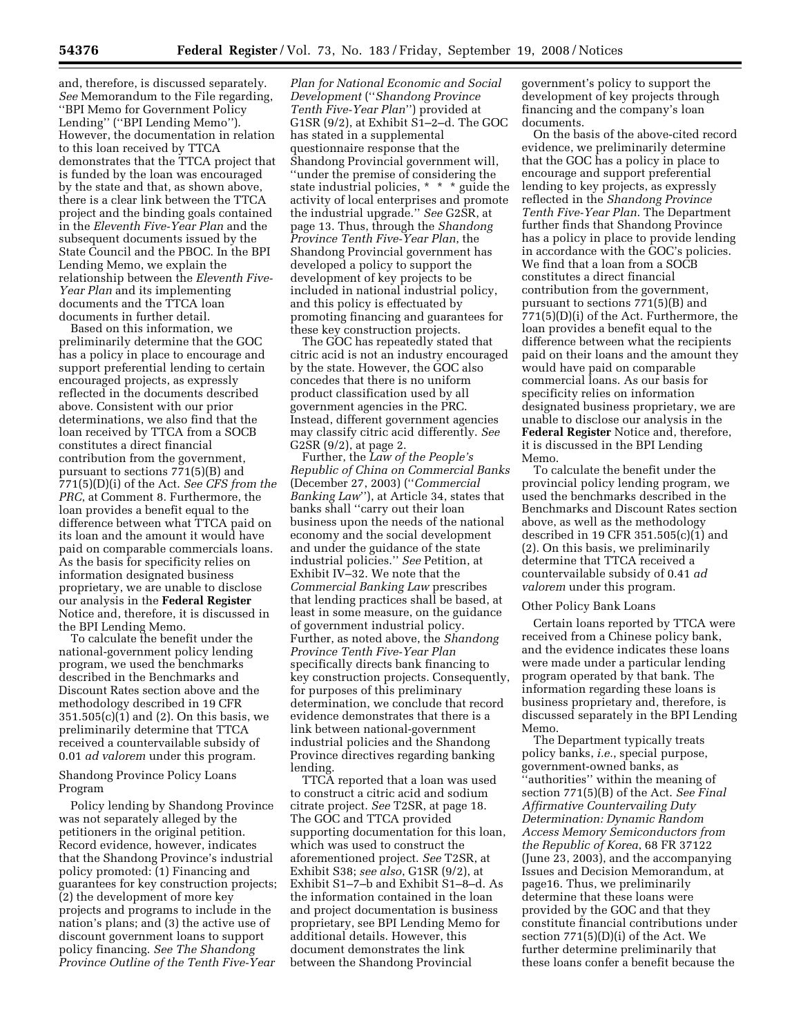and, therefore, is discussed separately. *See* Memorandum to the File regarding, ''BPI Memo for Government Policy Lending'' (''BPI Lending Memo''). However, the documentation in relation to this loan received by TTCA demonstrates that the TTCA project that is funded by the loan was encouraged by the state and that, as shown above, there is a clear link between the TTCA project and the binding goals contained in the *Eleventh Five-Year Plan* and the subsequent documents issued by the State Council and the PBOC. In the BPI Lending Memo, we explain the relationship between the *Eleventh Five-Year Plan* and its implementing documents and the TTCA loan documents in further detail.

Based on this information, we preliminarily determine that the GOC has a policy in place to encourage and support preferential lending to certain encouraged projects, as expressly reflected in the documents described above. Consistent with our prior determinations, we also find that the loan received by TTCA from a SOCB constitutes a direct financial contribution from the government, pursuant to sections 771(5)(B) and 771(5)(D)(i) of the Act. *See CFS from the PRC*, at Comment 8. Furthermore, the loan provides a benefit equal to the difference between what TTCA paid on its loan and the amount it would have paid on comparable commercials loans. As the basis for specificity relies on information designated business proprietary, we are unable to disclose our analysis in the **Federal Register** Notice and, therefore, it is discussed in the BPI Lending Memo.

To calculate the benefit under the national-government policy lending program, we used the benchmarks described in the Benchmarks and Discount Rates section above and the methodology described in 19 CFR 351.505(c)(1) and (2). On this basis, we preliminarily determine that TTCA received a countervailable subsidy of 0.01 *ad valorem* under this program.

Shandong Province Policy Loans Program

Policy lending by Shandong Province was not separately alleged by the petitioners in the original petition. Record evidence, however, indicates that the Shandong Province's industrial policy promoted: (1) Financing and guarantees for key construction projects; (2) the development of more key projects and programs to include in the nation's plans; and (3) the active use of discount government loans to support policy financing. *See The Shandong Province Outline of the Tenth Five-Year Plan for National Economic and Social Development* (''*Shandong Province Tenth Five-Year Plan*'') provided at G1SR (9/2), at Exhibit S1–2–d. The GOC has stated in a supplemental questionnaire response that the Shandong Provincial government will, ''under the premise of considering the state industrial policies, * * * guide the activity of local enterprises and promote the industrial upgrade.'' *See* G2SR, at page 13. Thus, through the *Shandong Province Tenth Five-Year Plan*, the Shandong Provincial government has developed a policy to support the development of key projects to be included in national industrial policy, and this policy is effectuated by promoting financing and guarantees for these key construction projects.

The GOC has repeatedly stated that citric acid is not an industry encouraged by the state. However, the GOC also concedes that there is no uniform product classification used by all government agencies in the PRC. Instead, different government agencies may classify citric acid differently. *See* G2SR (9/2), at page 2.

Further, the *Law of the People's Republic of China on Commercial Banks* (December 27, 2003) (''*Commercial Banking Law*''), at Article 34, states that banks shall ''carry out their loan business upon the needs of the national economy and the social development and under the guidance of the state industrial policies.'' *See* Petition, at Exhibit IV–32. We note that the *Commercial Banking Law* prescribes that lending practices shall be based, at least in some measure, on the guidance of government industrial policy. Further, as noted above, the *Shandong Province Tenth Five-Year Plan* specifically directs bank financing to key construction projects. Consequently, for purposes of this preliminary determination, we conclude that record evidence demonstrates that there is a link between national-government industrial policies and the Shandong Province directives regarding banking lending.

TTCA reported that a loan was used to construct a citric acid and sodium citrate project. *See* T2SR, at page 18. The GOC and TTCA provided supporting documentation for this loan, which was used to construct the aforementioned project. *See* T2SR, at Exhibit S38; *see also*, G1SR (9/2), at Exhibit S1–7–b and Exhibit S1–8–d. As the information contained in the loan and project documentation is business proprietary, see BPI Lending Memo for additional details. However, this document demonstrates the link between the Shandong Provincial government's policy to support the development of key projects through financing and the company's loan documents.

On the basis of the above-cited record evidence, we preliminarily determine that the GOC has a policy in place to encourage and support preferential lending to key projects, as expressly reflected in the *Shandong Province Tenth Five-Year Plan*. The Department further finds that Shandong Province has a policy in place to provide lending in accordance with the GOC's policies. We find that a loan from a SOCB constitutes a direct financial contribution from the government, pursuant to sections 771(5)(B) and 771(5)(D)(i) of the Act. Furthermore, the loan provides a benefit equal to the difference between what the recipients paid on their loans and the amount they would have paid on comparable commercial loans. As our basis for specificity relies on information designated business proprietary, we are unable to disclose our analysis in the **Federal Register** Notice and, therefore, is discussed in the BPI Lending Memo.

To calculate the benefit under the provincial policy lending program, we used the benchmarks described in the Benchmarks and Discount Rates section above, as well as the methodology described in 19 CFR 351.505(c)(1) and (2). On this basis, we preliminarily determine that TTCA received a countervailable subsidy of 0.41 *ad valorem* under this program.

Other Policy Bank Loans

Certain loans reported by TTCA were received from a Chinese policy bank, and the evidence indicates these loans were made under a particular lending program operated by that bank. The information regarding these loans is business proprietary and, therefore, is discussed separately in the BPI Lending Memo.

The Department typically treats policy banks, *i.e.*, special purpose, government-owned banks, as ''authorities'' within the meaning of section 771(5)(B) of the Act. *See Final Affirmative Countervailing Duty Determination: Dynamic Random Access Memory Semiconductors from the Republic of Korea*, 68 FR 37122 (June 23, 2003), and the accompanying Issues and Decision Memorandum, at page16. Thus, we preliminarily determine that these loans were provided by the GOC and that they constitute financial contributions under section 771(5)(D)(i) of the Act. We further determine preliminarily that these loans confer a benefit because the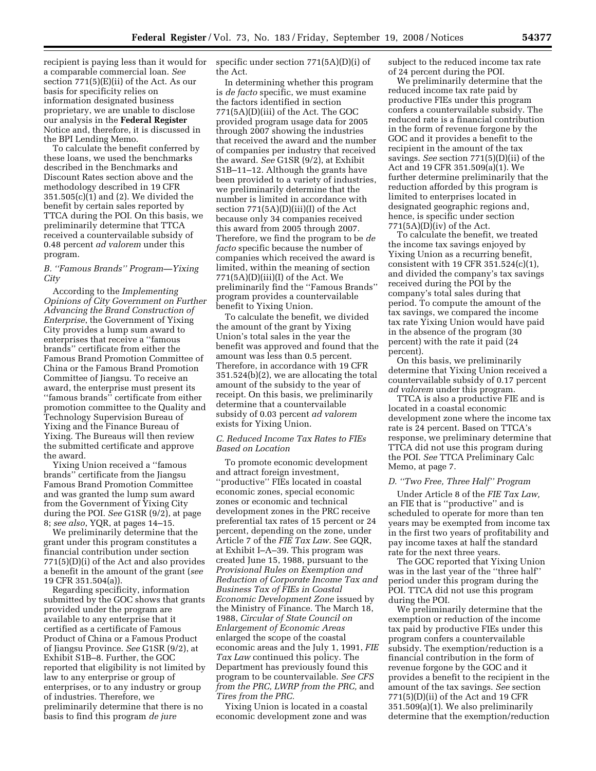recipient is paying less than it would for a comparable commercial loan. *See* section 771(5)(E)(ii) of the Act. As our basis for specificity relies on information designated business proprietary, we are unable to disclose our analysis in the **Federal Register** Notice and, therefore, it is discussed in the BPI Lending Memo.

To calculate the benefit conferred by these loans, we used the benchmarks described in the Benchmarks and Discount Rates section above and the methodology described in 19 CFR 351.505(c)(1) and (2). We divided the benefit by certain sales reported by TTCA during the POI. On this basis, we preliminarily determine that TTCA received a countervailable subsidy of 0.48 percent *ad valorem* under this program.

### *B. ''Famous Brands'' Program—Yixing City*

According to the *Implementing Opinions of City Government on Further Advancing the Brand Construction of Enterprise*, the Government of Yixing City provides a lump sum award to enterprises that receive a ''famous brands'' certificate from either the Famous Brand Promotion Committee of China or the Famous Brand Promotion Committee of Jiangsu. To receive an award, the enterprise must present its ''famous brands'' certificate from either promotion committee to the Quality and Technology Supervision Bureau of Yixing and the Finance Bureau of Yixing. The Bureaus will then review the submitted certificate and approve the award.

Yixing Union received a ''famous brands'' certificate from the Jiangsu Famous Brand Promotion Committee and was granted the lump sum award from the Government of Yixing City during the POI. *See* G1SR (9/2), at page 8; *see also*, YQR, at pages 14–15.

We preliminarily determine that the grant under this program constitutes a financial contribution under section 771(5)(D)(i) of the Act and also provides a benefit in the amount of the grant (*see* 19 CFR 351.504(a)).

Regarding specificity, information submitted by the GOC shows that grants provided under the program are available to any enterprise that it certified as a certificate of Famous Product of China or a Famous Product of Jiangsu Province. *See* G1SR (9/2), at Exhibit S1B–8. Further, the GOC reported that eligibility is not limited by law to any enterprise or group of enterprises, or to any industry or group of industries. Therefore, we preliminarily determine that there is no basis to find this program *de jure* specific under section 771(5A)(D)(i) of the Act.

In determining whether this program is *de facto* specific, we must examine the factors identified in section 771(5A)(D)(iii) of the Act. The GOC provided program usage data for 2005 through 2007 showing the industries that received the award and the number of companies per industry that received the award. *See* G1SR (9/2), at Exhibit S1B–11–12. Although the grants have been provided to a variety of industries, we preliminarily determine that the number is limited in accordance with section 771(5A)(D)(iii)(I) of the Act because only 34 companies received this award from 2005 through 2007. Therefore, we find the program to be *de facto* specific because the number of companies which received the award is limited, within the meaning of section 771(5A)(D)(iii)(I) of the Act. We preliminarily find the ''Famous Brands'' program provides a countervailable benefit to Yixing Union.

To calculate the benefit, we divided the amount of the grant by Yixing Union's total sales in the year the benefit was approved and found that the amount was less than 0.5 percent. Therefore, in accordance with 19 CFR 351.524(b)(2), we are allocating the total amount of the subsidy to the year of receipt. On this basis, we preliminarily determine that a countervailable subsidy of 0.03 percent *ad valorem* exists for Yixing Union.

### *C. Reduced Income Tax Rates to FIEs Based on Location*

To promote economic development and attract foreign investment, ''productive'' FIEs located in coastal economic zones, special economic zones or economic and technical development zones in the PRC receive preferential tax rates of 15 percent or 24 percent, depending on the zone, under Article 7 of the *FIE Tax Law.* See GQR, at Exhibit I–A–39. This program was created June 15, 1988, pursuant to the *Provisional Rules on Exemption and Reduction of Corporate Income Tax and Business Tax of FIEs in Coastal Economic Development Zone* issued by the Ministry of Finance. The March 18, 1988, *Circular of State Council on Enlargement of Economic Areas* enlarged the scope of the coastal economic areas and the July 1, 1991, *FIE Tax Law* continued this policy. The Department has previously found this program to be countervailable. *See CFS from the PRC, LWRP from the PRC,* and *Tires from the PRC.*

Yixing Union is located in a coastal economic development zone and was subject to the reduced income tax rate of 24 percent during the POI.

We preliminarily determine that the reduced income tax rate paid by productive FIEs under this program confers a countervailable subsidy. The reduced rate is a financial contribution in the form of revenue forgone by the GOC and it provides a benefit to the recipient in the amount of the tax savings. *See* section 771(5)(D)(ii) of the Act and 19 CFR 351.509(a)(1). We further determine preliminarily that the reduction afforded by this program is limited to enterprises located in designated geographic regions and, hence, is specific under section 771(5A)(D)(iv) of the Act.

To calculate the benefit, we treated the income tax savings enjoyed by Yixing Union as a recurring benefit, consistent with 19 CFR 351.524(c)(1), and divided the company's tax savings received during the POI by the company's total sales during that period. To compute the amount of the tax savings, we compared the income tax rate Yixing Union would have paid in the absence of the program (30 percent) with the rate it paid (24 percent).

On this basis, we preliminarily determine that Yixing Union received a countervailable subsidy of 0.17 percent *ad valorem* under this program.

TTCA is also a productive FIE and is located in a coastal economic development zone where the income tax rate is 24 percent. Based on TTCA's response, we preliminary determine that TTCA did not use this program during the POI. *See* TTCA Preliminary Calc Memo, at page 7.

### *D. ''Two Free, Three Half'' Program*

Under Article 8 of the *FIE Tax Law,* an FIE that is ''productive'' and is scheduled to operate for more than ten years may be exempted from income tax in the first two years of profitability and pay income taxes at half the standard rate for the next three years.

The GOC reported that Yixing Union was in the last year of the ''three half'' period under this program during the POI. TTCA did not use this program during the POI.

We preliminarily determine that the exemption or reduction of the income tax paid by productive FIEs under this program confers a countervailable subsidy. The exemption/reduction is a financial contribution in the form of revenue forgone by the GOC and it provides a benefit to the recipient in the amount of the tax savings. *See* section 771(5)(D)(ii) of the Act and 19 CFR 351.509(a)(1). We also preliminarily determine that the exemption/reduction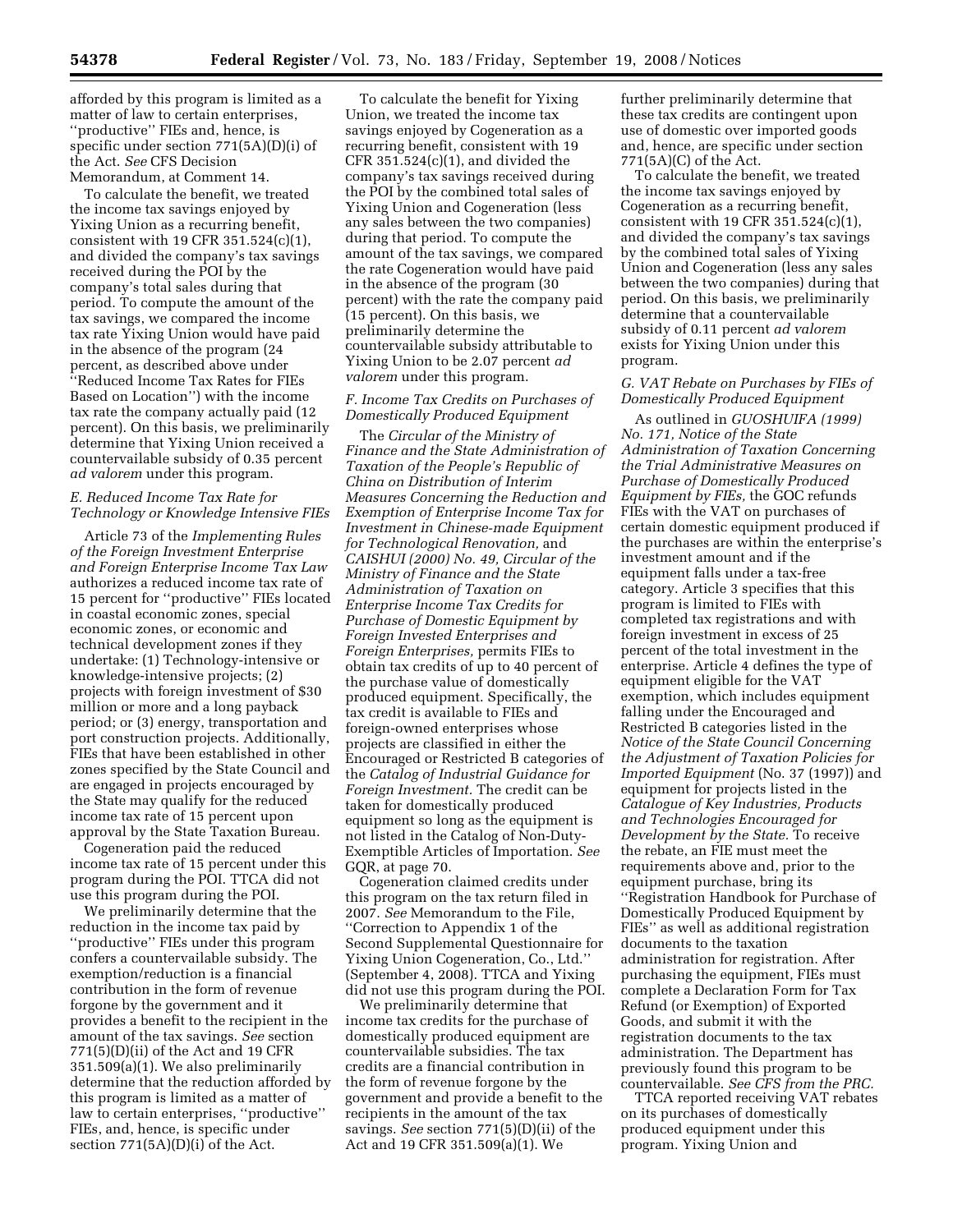afforded by this program is limited as a matter of law to certain enterprises, ''productive'' FIEs and, hence, is specific under section 771(5A)(D)(i) of the Act. *See* CFS Decision Memorandum, at Comment 14.

To calculate the benefit, we treated the income tax savings enjoyed by Yixing Union as a recurring benefit, consistent with 19 CFR 351.524(c)(1), and divided the company's tax savings received during the POI by the company's total sales during that period. To compute the amount of the tax savings, we compared the income tax rate Yixing Union would have paid in the absence of the program (24 percent, as described above under ''Reduced Income Tax Rates for FIEs Based on Location'') with the income tax rate the company actually paid (12 percent). On this basis, we preliminarily determine that Yixing Union received a countervailable subsidy of 0.35 percent *ad valorem* under this program.

### *E. Reduced Income Tax Rate for Technology or Knowledge Intensive FIEs*

Article 73 of the *Implementing Rules of the Foreign Investment Enterprise and Foreign Enterprise Income Tax Law* authorizes a reduced income tax rate of 15 percent for ''productive'' FIEs located in coastal economic zones, special economic zones, or economic and technical development zones if they undertake: (1) Technology-intensive or knowledge-intensive projects; (2) projects with foreign investment of $30 million or more and a long payback period; or (3) energy, transportation and port construction projects. Additionally, FIEs that have been established in other zones specified by the State Council and are engaged in projects encouraged by the State may qualify for the reduced income tax rate of 15 percent upon approval by the State Taxation Bureau.

Cogeneration paid the reduced income tax rate of 15 percent under this program during the POI. TTCA did not use this program during the POI.

We preliminarily determine that the reduction in the income tax paid by ''productive'' FIEs under this program confers a countervailable subsidy. The exemption/reduction is a financial contribution in the form of revenue forgone by the government and it provides a benefit to the recipient in the amount of the tax savings. *See* section 771(5)(D)(ii) of the Act and 19 CFR 351.509(a)(1). We also preliminarily determine that the reduction afforded by this program is limited as a matter of law to certain enterprises, ''productive'' FIEs, and, hence, is specific under section 771(5A)(D)(i) of the Act.

To calculate the benefit for Yixing Union, we treated the income tax savings enjoyed by Cogeneration as a recurring benefit, consistent with 19 CFR 351.524(c)(1), and divided the company's tax savings received during the POI by the combined total sales of Yixing Union and Cogeneration (less any sales between the two companies) during that period. To compute the amount of the tax savings, we compared the rate Cogeneration would have paid in the absence of the program (30 percent) with the rate the company paid (15 percent). On this basis, we preliminarily determine the countervailable subsidy attributable to Yixing Union to be 2.07 percent *ad valorem* under this program.

### *F. Income Tax Credits on Purchases of Domestically Produced Equipment*

The *Circular of the Ministry of Finance and the State Administration of Taxation of the People's Republic of China on Distribution of Interim Measures Concerning the Reduction and Exemption of Enterprise Income Tax for Investment in Chinese-made Equipment for Technological Renovation,* and *CAISHUI (2000) No. 49, Circular of the Ministry of Finance and the State Administration of Taxation on Enterprise Income Tax Credits for Purchase of Domestic Equipment by Foreign Invested Enterprises and Foreign Enterprises,* permits FIEs to obtain tax credits of up to 40 percent of the purchase value of domestically produced equipment. Specifically, the tax credit is available to FIEs and foreign-owned enterprises whose projects are classified in either the Encouraged or Restricted B categories of the *Catalog of Industrial Guidance for Foreign Investment.* The credit can be taken for domestically produced equipment so long as the equipment is not listed in the Catalog of Non-Duty-Exemptible Articles of Importation. *See* GQR, at page 70.

Cogeneration claimed credits under this program on the tax return filed in 2007. *See* Memorandum to the File, ''Correction to Appendix 1 of the Second Supplemental Questionnaire for Yixing Union Cogeneration, Co., Ltd.'' (September 4, 2008). TTCA and Yixing did not use this program during the POI.

We preliminarily determine that income tax credits for the purchase of domestically produced equipment are countervailable subsidies. The tax credits are a financial contribution in the form of revenue forgone by the government and provide a benefit to the recipients in the amount of the tax savings. *See* section 771(5)(D)(ii) of the Act and 19 CFR 351.509(a)(1). We further preliminarily determine that these tax credits are contingent upon use of domestic over imported goods and, hence, are specific under section 771(5A)(C) of the Act.

To calculate the benefit, we treated the income tax savings enjoyed by Cogeneration as a recurring benefit, consistent with 19 CFR 351.524(c)(1), and divided the company's tax savings by the combined total sales of Yixing Union and Cogeneration (less any sales between the two companies) during that period. On this basis, we preliminarily determine that a countervailable subsidy of 0.11 percent *ad valorem* exists for Yixing Union under this program.

### *G. VAT Rebate on Purchases by FIEs of Domestically Produced Equipment*

As outlined in *GUOSHUIFA (1999) No. 171, Notice of the State Administration of Taxation Concerning the Trial Administrative Measures on Purchase of Domestically Produced Equipment by FIEs,* the GOC refunds FIEs with the VAT on purchases of certain domestic equipment produced if the purchases are within the enterprise's investment amount and if the equipment falls under a tax-free category. Article 3 specifies that this program is limited to FIEs with completed tax registrations and with foreign investment in excess of 25 percent of the total investment in the enterprise. Article 4 defines the type of equipment eligible for the VAT exemption, which includes equipment falling under the Encouraged and Restricted B categories listed in the *Notice of the State Council Concerning the Adjustment of Taxation Policies for Imported Equipment* (No. 37 (1997)) and equipment for projects listed in the *Catalogue of Key Industries, Products and Technologies Encouraged for Development by the State.* To receive the rebate, an FIE must meet the requirements above and, prior to the equipment purchase, bring its ''Registration Handbook for Purchase of Domestically Produced Equipment by FIEs'' as well as additional registration documents to the taxation administration for registration. After purchasing the equipment, FIEs must complete a Declaration Form for Tax Refund (or Exemption) of Exported Goods, and submit it with the registration documents to the tax administration. The Department has previously found this program to be countervailable. *See CFS from the PRC.*

TTCA reported receiving VAT rebates on its purchases of domestically produced equipment under this program. Yixing Union and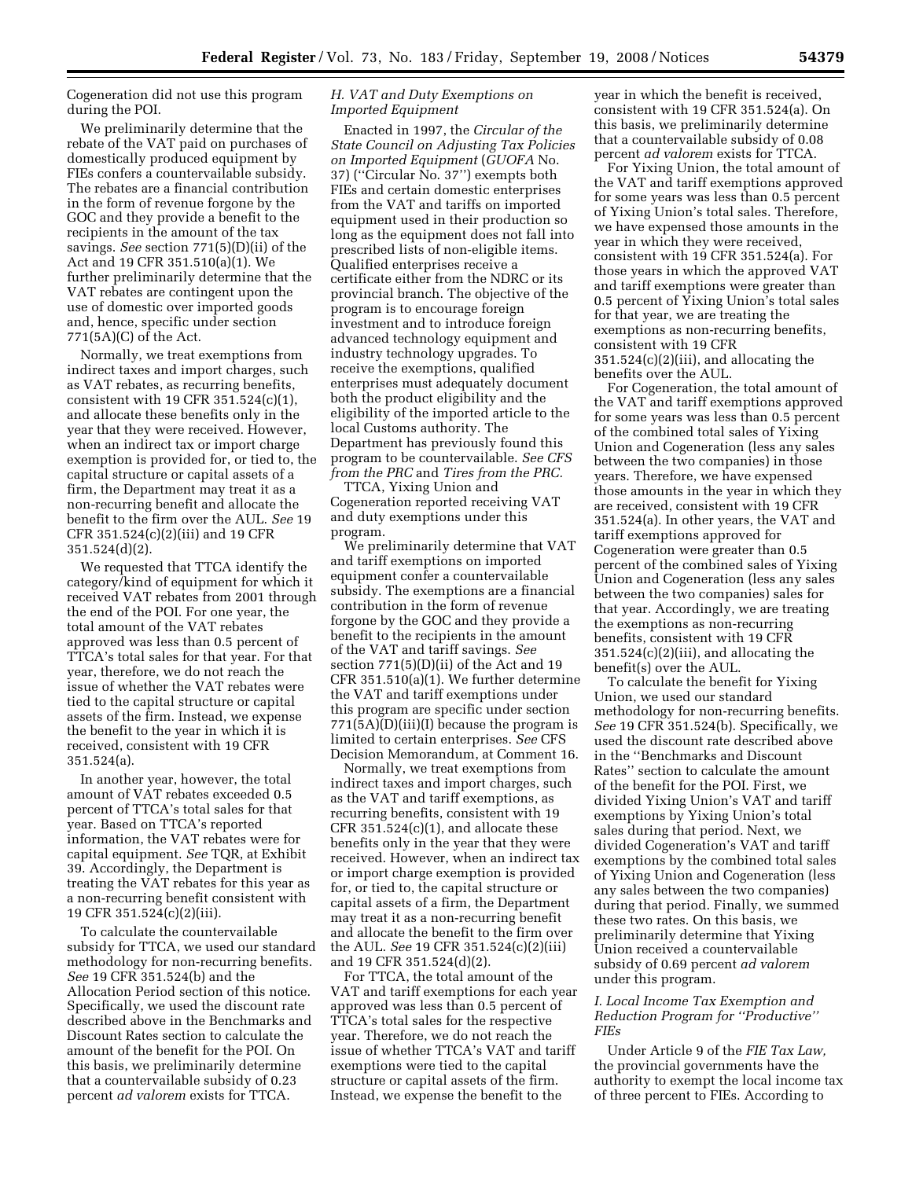Cogeneration did not use this program during the POI.

We preliminarily determine that the rebate of the VAT paid on purchases of domestically produced equipment by FIEs confers a countervailable subsidy. The rebates are a financial contribution in the form of revenue forgone by the GOC and they provide a benefit to the recipients in the amount of the tax savings. *See* section 771(5)(D)(ii) of the Act and 19 CFR 351.510(a)(1). We further preliminarily determine that the VAT rebates are contingent upon the use of domestic over imported goods and, hence, specific under section 771(5A)(C) of the Act.

Normally, we treat exemptions from indirect taxes and import charges, such as VAT rebates, as recurring benefits, consistent with 19 CFR 351.524(c)(1), and allocate these benefits only in the year that they were received. However, when an indirect tax or import charge exemption is provided for, or tied to, the capital structure or capital assets of a firm, the Department may treat it as a non-recurring benefit and allocate the benefit to the firm over the AUL. *See* 19 CFR 351.524(c)(2)(iii) and 19 CFR 351.524(d)(2).

We requested that TTCA identify the category/kind of equipment for which it received VAT rebates from 2001 through the end of the POI. For one year, the total amount of the VAT rebates approved was less than 0.5 percent of TTCA's total sales for that year. For that year, therefore, we do not reach the issue of whether the VAT rebates were tied to the capital structure or capital assets of the firm. Instead, we expense the benefit to the year in which it is received, consistent with 19 CFR 351.524(a).

In another year, however, the total amount of VAT rebates exceeded 0.5 percent of TTCA's total sales for that year. Based on TTCA's reported information, the VAT rebates were for capital equipment. *See* TQR, at Exhibit 39. Accordingly, the Department is treating the VAT rebates for this year as a non-recurring benefit consistent with 19 CFR 351.524(c)(2)(iii).

To calculate the countervailable subsidy for TTCA, we used our standard methodology for non-recurring benefits. *See* 19 CFR 351.524(b) and the Allocation Period section of this notice. Specifically, we used the discount rate described above in the Benchmarks and Discount Rates section to calculate the amount of the benefit for the POI. On this basis, we preliminarily determine that a countervailable subsidy of 0.23 percent *ad valorem* exists for TTCA.

### *H. VAT and Duty Exemptions on Imported Equipment*

Enacted in 1997, the *Circular of the State Council on Adjusting Tax Policies on Imported Equipment* (*GUOFA* No. 37) (''Circular No. 37'') exempts both FIEs and certain domestic enterprises from the VAT and tariffs on imported equipment used in their production so long as the equipment does not fall into prescribed lists of non-eligible items. Qualified enterprises receive a certificate either from the NDRC or its provincial branch. The objective of the program is to encourage foreign investment and to introduce foreign advanced technology equipment and industry technology upgrades. To receive the exemptions, qualified enterprises must adequately document both the product eligibility and the eligibility of the imported article to the local Customs authority. The Department has previously found this program to be countervailable. *See CFS from the PRC* and *Tires from the PRC.*

TTCA, Yixing Union and Cogeneration reported receiving VAT and duty exemptions under this program.

We preliminarily determine that VAT and tariff exemptions on imported equipment confer a countervailable subsidy. The exemptions are a financial contribution in the form of revenue forgone by the GOC and they provide a benefit to the recipients in the amount of the VAT and tariff savings. *See* section 771(5)(D)(ii) of the Act and 19 CFR 351.510(a)(1). We further determine the VAT and tariff exemptions under this program are specific under section 771(5A)(D)(iii)(I) because the program is limited to certain enterprises. *See* CFS Decision Memorandum, at Comment 16.

Normally, we treat exemptions from indirect taxes and import charges, such as the VAT and tariff exemptions, as recurring benefits, consistent with 19 CFR 351.524(c)(1), and allocate these benefits only in the year that they were received. However, when an indirect tax or import charge exemption is provided for, or tied to, the capital structure or capital assets of a firm, the Department may treat it as a non-recurring benefit and allocate the benefit to the firm over the AUL. *See* 19 CFR 351.524(c)(2)(iii) and 19 CFR 351.524(d)(2).

For TTCA, the total amount of the VAT and tariff exemptions for each year approved was less than 0.5 percent of TTCA's total sales for the respective year. Therefore, we do not reach the issue of whether TTCA's VAT and tariff exemptions were tied to the capital structure or capital assets of the firm. Instead, we expense the benefit to the year in which the benefit is received, consistent with 19 CFR 351.524(a). On this basis, we preliminarily determine that a countervailable subsidy of 0.08 percent *ad valorem* exists for TTCA.

For Yixing Union, the total amount of the VAT and tariff exemptions approved for some years was less than 0.5 percent of Yixing Union's total sales. Therefore, we have expensed those amounts in the year in which they were received, consistent with 19 CFR 351.524(a). For those years in which the approved VAT and tariff exemptions were greater than 0.5 percent of Yixing Union's total sales for that year, we are treating the exemptions as non-recurring benefits, consistent with 19 CFR 351.524(c)(2)(iii), and allocating the benefits over the AUL.

For Cogeneration, the total amount of the VAT and tariff exemptions approved for some years was less than 0.5 percent of the combined total sales of Yixing Union and Cogeneration (less any sales between the two companies) in those years. Therefore, we have expensed those amounts in the year in which they are received, consistent with 19 CFR 351.524(a). In other years, the VAT and tariff exemptions approved for Cogeneration were greater than 0.5 percent of the combined sales of Yixing Union and Cogeneration (less any sales between the two companies) sales for that year. Accordingly, we are treating the exemptions as non-recurring benefits, consistent with 19 CFR 351.524(c)(2)(iii), and allocating the benefit(s) over the AUL.

To calculate the benefit for Yixing Union, we used our standard methodology for non-recurring benefits. *See* 19 CFR 351.524(b). Specifically, we used the discount rate described above in the ''Benchmarks and Discount Rates'' section to calculate the amount of the benefit for the POI. First, we divided Yixing Union's VAT and tariff exemptions by Yixing Union's total sales during that period. Next, we divided Cogeneration's VAT and tariff exemptions by the combined total sales of Yixing Union and Cogeneration (less any sales between the two companies) during that period. Finally, we summed these two rates. On this basis, we preliminarily determine that Yixing Union received a countervailable subsidy of 0.69 percent *ad valorem* under this program.

### *I. Local Income Tax Exemption and Reduction Program for ''Productive'' FIEs*

Under Article 9 of the *FIE Tax Law,* the provincial governments have the authority to exempt the local income tax of three percent to FIEs. According to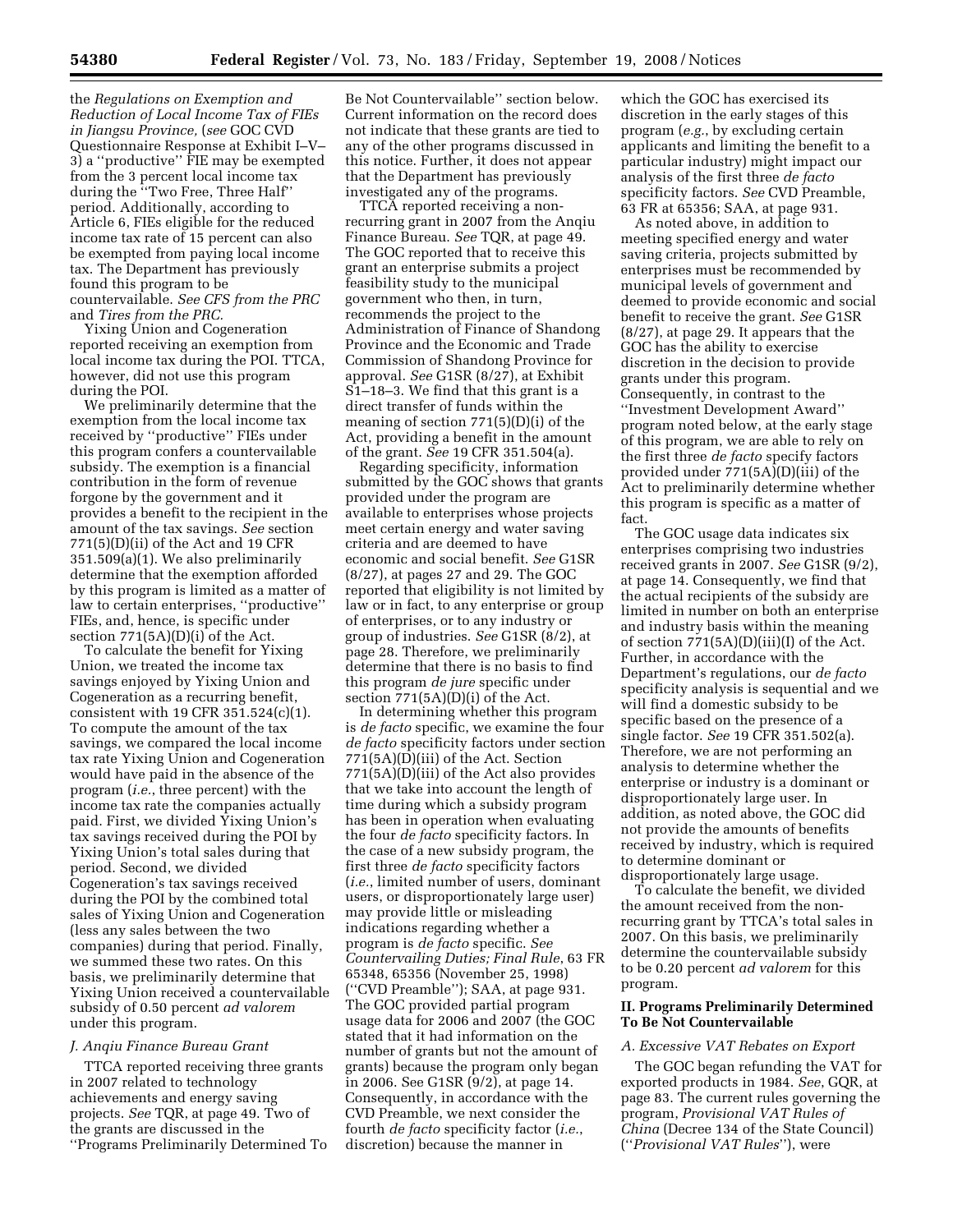the *Regulations on Exemption and Reduction of Local Income Tax of FIEs in Jiangsu Province,* (*see* GOC CVD Questionnaire Response at Exhibit I–V–3) a ''productive'' FIE may be exempted from the 3 percent local income tax during the ''Two Free, Three Half'' period. Additionally, according to Article 6, FIEs eligible for the reduced income tax rate of 15 percent can also be exempted from paying local income tax. The Department has previously found this program to be countervailable. *See CFS from the PRC* and *Tires from the PRC.*

Yixing Union and Cogeneration reported receiving an exemption from local income tax during the POI. TTCA, however, did not use this program during the POI.

We preliminarily determine that the exemption from the local income tax received by ''productive'' FIEs under this program confers a countervailable subsidy. The exemption is a financial contribution in the form of revenue forgone by the government and it provides a benefit to the recipient in the amount of the tax savings. *See* section 771(5)(D)(ii) of the Act and 19 CFR 351.509(a)(1). We also preliminarily determine that the exemption afforded by this program is limited as a matter of law to certain enterprises, ''productive'' FIEs, and, hence, is specific under section 771(5A)(D)(i) of the Act.

To calculate the benefit for Yixing Union, we treated the income tax savings enjoyed by Yixing Union and Cogeneration as a recurring benefit, consistent with 19 CFR 351.524(c)(1). To compute the amount of the tax savings, we compared the local income tax rate Yixing Union and Cogeneration would have paid in the absence of the program (*i.e.,* three percent) with the income tax rate the companies actually paid. First, we divided Yixing Union's tax savings received during the POI by Yixing Union's total sales during that period. Second, we divided Cogeneration's tax savings received during the POI by the combined total sales of Yixing Union and Cogeneration (less any sales between the two companies) during that period. Finally, we summed these two rates. On this basis, we preliminarily determine that Yixing Union received a countervailable subsidy of 0.50 percent *ad valorem* under this program.

*J. Anqiu Finance Bureau Grant*

TTCA reported receiving three grants in 2007 related to technology achievements and energy saving projects. *See* TQR, at page 49. Two of the grants are discussed in the ''Programs Preliminarily Determined To Be Not Countervailable'' section below. Current information on the record does not indicate that these grants are tied to any of the other programs discussed in this notice. Further, it does not appear that the Department has previously investigated any of the programs.

TTCA reported receiving a non-recurring grant in 2007 from the Anqiu Finance Bureau. *See* TQR, at page 49. The GOC reported that to receive this grant an enterprise submits a project feasibility study to the municipal government who then, in turn, recommends the project to the Administration of Finance of Shandong Province and the Economic and Trade Commission of Shandong Province for approval. *See* G1SR (8/27), at Exhibit S1–18–3. We find that this grant is a direct transfer of funds within the meaning of section 771(5)(D)(i) of the Act, providing a benefit in the amount of the grant. *See* 19 CFR 351.504(a).

Regarding specificity, information submitted by the GOC shows that grants provided under the program are available to enterprises whose projects meet certain energy and water saving criteria and are deemed to have economic and social benefit. *See* G1SR (8/27), at pages 27 and 29. The GOC reported that eligibility is not limited by law or in fact, to any enterprise or group of enterprises, or to any industry or group of industries. *See* G1SR (8/2), at page 28. Therefore, we preliminarily determine that there is no basis to find this program *de jure* specific under section 771(5A)(D)(i) of the Act.

In determining whether this program is *de facto* specific, we examine the four *de facto* specificity factors under section 771(5A)(D)(iii) of the Act. Section 771(5A)(D)(iii) of the Act also provides that we take into account the length of time during which a subsidy program has been in operation when evaluating the four *de facto* specificity factors. In the case of a new subsidy program, the first three *de facto* specificity factors (*i.e.,* limited number of users, dominant users, or disproportionately large user) may provide little or misleading indications regarding whether a program is *de facto* specific. *See Countervailing Duties; Final Rule*, 63 FR 65348, 65356 (November 25, 1998) (''CVD Preamble''); SAA, at page 931. The GOC provided partial program usage data for 2006 and 2007 (the GOC stated that it had information on the number of grants but not the amount of grants) because the program only began in 2006. See G1SR (9/2), at page 14. Consequently, in accordance with the CVD Preamble, we next consider the fourth *de facto* specificity factor (*i.e.,* discretion) because the manner in which the GOC has exercised its discretion in the early stages of this program (*e.g.,* by excluding certain applicants and limiting the benefit to a particular industry) might impact our analysis of the first three *de facto* specificity factors. *See* CVD Preamble, 63 FR at 65356; SAA, at page 931.

As noted above, in addition to meeting specified energy and water saving criteria, projects submitted by enterprises must be recommended by municipal levels of government and deemed to provide economic and social benefit to receive the grant. *See* G1SR (8/27), at page 29. It appears that the GOC has the ability to exercise discretion in the decision to provide grants under this program. Consequently, in contrast to the ''Investment Development Award'' program noted below, at the early stage of this program, we are able to rely on the first three *de facto* specify factors provided under 771(5A)(D)(iii) of the Act to preliminarily determine whether this program is specific as a matter of fact.

The GOC usage data indicates six enterprises comprising two industries received grants in 2007. *See* G1SR (9/2), at page 14. Consequently, we find that the actual recipients of the subsidy are limited in number on both an enterprise and industry basis within the meaning of section 771(5A)(D)(iii)(I) of the Act. Further, in accordance with the Department's regulations, our *de facto* specificity analysis is sequential and we will find a domestic subsidy to be specific based on the presence of a single factor. *See* 19 CFR 351.502(a). Therefore, we are not performing an analysis to determine whether the enterprise or industry is a dominant or disproportionately large user. In addition, as noted above, the GOC did not provide the amounts of benefits received by industry, which is required to determine dominant or disproportionately large usage.

To calculate the benefit, we divided the amount received from the non-recurring grant by TTCA's total sales in 2007. On this basis, we preliminarily determine the countervailable subsidy to be 0.20 percent *ad valorem* for this program.

## II. Programs Preliminarily Determined To Be Not Countervailable

*A. Excessive VAT Rebates on Export*

The GOC began refunding the VAT for exported products in 1984. *See*, GQR, at page 83. The current rules governing the program, *Provisional VAT Rules of China* (Decree 134 of the State Council) (''*Provisional VAT Rules*''), were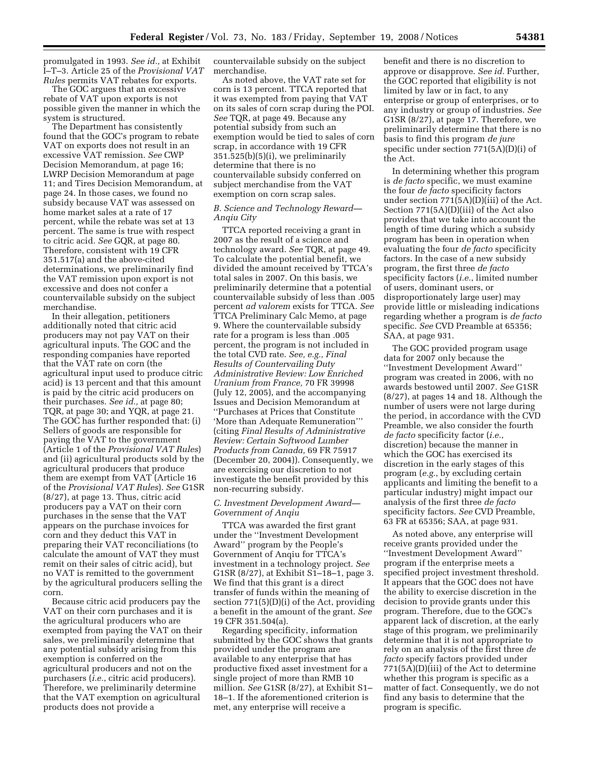promulgated in 1993. *See id.,* at Exhibit I–T–3. Article 25 of the *Provisional VAT Rules* permits VAT rebates for exports.

The GOC argues that an excessive rebate of VAT upon exports is not possible given the manner in which the system is structured.

The Department has consistently found that the GOC's program to rebate VAT on exports does not result in an excessive VAT remission. *See* CWP Decision Memorandum, at page 16; LWRP Decision Memorandum at page 11; and Tires Decision Memorandum, at page 24. In those cases, we found no subsidy because VAT was assessed on home market sales at a rate of 17 percent, while the rebate was set at 13 percent. The same is true with respect to citric acid. *See* GQR, at page 80. Therefore, consistent with 19 CFR 351.517(a) and the above-cited determinations, we preliminarily find the VAT remission upon export is not excessive and does not confer a countervailable subsidy on the subject merchandise.

In their allegation, petitioners additionally noted that citric acid producers may not pay VAT on their agricultural inputs. The GOC and the responding companies have reported that the VAT rate on corn (the agricultural input used to produce citric acid) is 13 percent and that this amount is paid by the citric acid producers on their purchases. *See id.,* at page 80; TQR, at page 30; and YQR, at page 21. The GOC has further responded that: (i) Sellers of goods are responsible for paying the VAT to the government (Article 1 of the *Provisional VAT Rules*) and (ii) agricultural products sold by the agricultural producers that produce them are exempt from VAT (Article 16 of the *Provisional VAT Rules*). *See* G1SR (8/27), at page 13. Thus, citric acid producers pay a VAT on their corn purchases in the sense that the VAT appears on the purchase invoices for corn and they deduct this VAT in preparing their VAT reconciliations (to calculate the amount of VAT they must remit on their sales of citric acid), but no VAT is remitted to the government by the agricultural producers selling the corn.

Because citric acid producers pay the VAT on their corn purchases and it is the agricultural producers who are exempted from paying the VAT on their sales, we preliminarily determine that any potential subsidy arising from this exemption is conferred on the agricultural producers and not on the purchasers (*i.e.,* citric acid producers). Therefore, we preliminarily determine that the VAT exemption on agricultural products does not provide a countervailable subsidy on the subject merchandise.

As noted above, the VAT rate set for corn is 13 percent. TTCA reported that it was exempted from paying that VAT on its sales of corn scrap during the POI. *See* TQR, at page 49. Because any potential subsidy from such an exemption would be tied to sales of corn scrap, in accordance with 19 CFR 351.525(b)(5)(i), we preliminarily determine that there is no countervailable subsidy conferred on subject merchandise from the VAT exemption on corn scrap sales.

### *B. Science and Technology Reward—Anqiu City*

TTCA reported receiving a grant in 2007 as the result of a science and technology award. *See* TQR, at page 49. To calculate the potential benefit, we divided the amount received by TTCA's total sales in 2007. On this basis, we preliminarily determine that a potential countervailable subsidy of less than .005 percent *ad valorem* exists for TTCA. *See* TTCA Preliminary Calc Memo, at page 9. Where the countervailable subsidy rate for a program is less than .005 percent, the program is not included in the total CVD rate. *See, e.g., Final Results of Countervailing Duty Administrative Review: Low Enriched Uranium from France,* 70 FR 39998 (July 12, 2005), and the accompanying Issues and Decision Memorandum at ''Purchases at Prices that Constitute 'More than Adequate Remuneration''' (citing *Final Results of Administrative Review: Certain Softwood Lumber Products from Canada,* 69 FR 75917 (December 20, 2004)). Consequently, we are exercising our discretion to not investigate the benefit provided by this non-recurring subsidy.

### *C. Investment Development Award—Government of Anqiu*

TTCA was awarded the first grant under the ''Investment Development Award'' program by the People's Government of Anqiu for TTCA's investment in a technology project. *See* G1SR (8/27), at Exhibit S1–18–1, page 3. We find that this grant is a direct transfer of funds within the meaning of section 771(5)(D)(i) of the Act, providing a benefit in the amount of the grant. *See* 19 CFR 351.504(a).

Regarding specificity, information submitted by the GOC shows that grants provided under the program are available to any enterprise that has productive fixed asset investment for a single project of more than RMB 10 million. *See* G1SR (8/27), at Exhibit S1–18–1. If the aforementioned criterion is met, any enterprise will receive a benefit and there is no discretion to approve or disapprove. *See id.* Further, the GOC reported that eligibility is not limited by law or in fact, to any enterprise or group of enterprises, or to any industry or group of industries. *See* G1SR (8/27), at page 17. Therefore, we preliminarily determine that there is no basis to find this program *de jure* specific under section 771(5A)(D)(i) of the Act.

In determining whether this program is *de facto* specific, we must examine the four *de facto* specificity factors under section 771(5A)(D)(iii) of the Act. Section 771(5A)(D)(iii) of the Act also provides that we take into account the length of time during which a subsidy program has been in operation when evaluating the four *de facto* specificity factors. In the case of a new subsidy program, the first three *de facto* specificity factors (*i.e.*, limited number of users, dominant users, or disproportionately large user) may provide little or misleading indications regarding whether a program is *de facto* specific. *See* CVD Preamble at 65356; SAA, at page 931.

The GOC provided program usage data for 2007 only because the ''Investment Development Award'' program was created in 2006, with no awards bestowed until 2007. *See* G1SR (8/27), at pages 14 and 18. Although the number of users were not large during the period, in accordance with the CVD Preamble, we also consider the fourth *de facto* specificity factor (*i.e.*, discretion) because the manner in which the GOC has exercised its discretion in the early stages of this program (*e.g.*, by excluding certain applicants and limiting the benefit to a particular industry) might impact our analysis of the first three *de facto* specificity factors. *See* CVD Preamble, 63 FR at 65356; SAA, at page 931.

As noted above, any enterprise will receive grants provided under the ''Investment Development Award'' program if the enterprise meets a specified project investment threshold. It appears that the GOC does not have the ability to exercise discretion in the decision to provide grants under this program. Therefore, due to the GOC's apparent lack of discretion, at the early stage of this program, we preliminarily determine that it is not appropriate to rely on an analysis of the first three *de facto* specify factors provided under 771(5A)(D)(iii) of the Act to determine whether this program is specific as a matter of fact. Consequently, we do not find any basis to determine that the program is specific.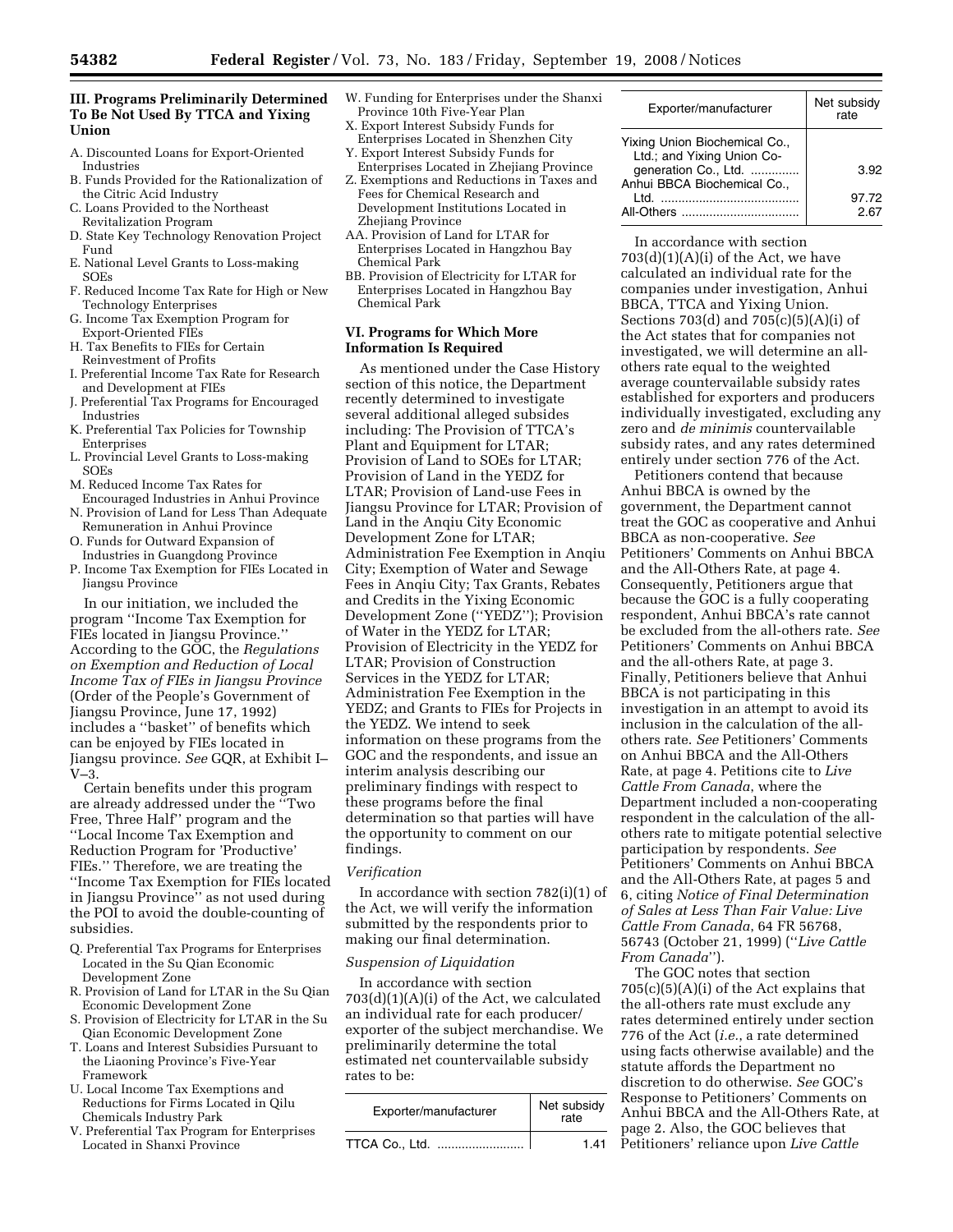### III. Programs Preliminarily Determined To Be Not Used By TTCA and Yixing Union

A. Discounted Loans for Export-Oriented Industries
B. Funds Provided for the Rationalization of the Citric Acid Industry
C. Loans Provided to the Northeast Revitalization Program
D. State Key Technology Renovation Project Fund
E. National Level Grants to Loss-making SOEs
F. Reduced Income Tax Rate for High or New Technology Enterprises
G. Income Tax Exemption Program for Export-Oriented FIEs
H. Tax Benefits to FIEs for Certain Reinvestment of Profits
I. Preferential Income Tax Rate for Research and Development at FIEs
J. Preferential Tax Programs for Encouraged Industries
K. Preferential Tax Policies for Township Enterprises
L. Provincial Level Grants to Loss-making SOEs
M. Reduced Income Tax Rates for Encouraged Industries in Anhui Province
N. Provision of Land for Less Than Adequate Remuneration in Anhui Province
O. Funds for Outward Expansion of Industries in Guangdong Province
P. Income Tax Exemption for FIEs Located in Jiangsu Province

In our initiation, we included the program ''Income Tax Exemption for FIEs located in Jiangsu Province.'' According to the GOC, the *Regulations on Exemption and Reduction of Local Income Tax of FIEs in Jiangsu Province* (Order of the People's Government of Jiangsu Province, June 17, 1992) includes a ''basket'' of benefits which can be enjoyed by FIEs located in Jiangsu province. *See* GQR, at Exhibit I–V–3.

Certain benefits under this program are already addressed under the ''Two Free, Three Half'' program and the ''Local Income Tax Exemption and Reduction Program for 'Productive' FIEs.'' Therefore, we are treating the ''Income Tax Exemption for FIEs located in Jiangsu Province'' as not used during the POI to avoid the double-counting of subsidies.

Q. Preferential Tax Programs for Enterprises Located in the Su Qian Economic Development Zone
R. Provision of Land for LTAR in the Su Qian Economic Development Zone
S. Provision of Electricity for LTAR in the Su Qian Economic Development Zone
T. Loans and Interest Subsidies Pursuant to the Liaoning Province's Five-Year Framework
U. Local Income Tax Exemptions and Reductions for Firms Located in Qilu Chemicals Industry Park
V. Preferential Tax Program for Enterprises Located in Shanxi Province
W. Funding for Enterprises under the Shanxi Province 10th Five-Year Plan
X. Export Interest Subsidy Funds for Enterprises Located in Shenzhen City
Y. Export Interest Subsidy Funds for Enterprises Located in Zhejiang Province
Z. Exemptions and Reductions in Taxes and Fees for Chemical Research and Development Institutions Located in Zhejiang Province
AA. Provision of Land for LTAR for Enterprises Located in Hangzhou Bay Chemical Park
BB. Provision of Electricity for LTAR for Enterprises Located in Hangzhou Bay Chemical Park

### VI. Programs for Which More Information Is Required

As mentioned under the Case History section of this notice, the Department recently determined to investigate several additional alleged subsides including: The Provision of TTCA's Plant and Equipment for LTAR; Provision of Land to SOEs for LTAR; Provision of Land in the YEDZ for LTAR; Provision of Land-use Fees in Jiangsu Province for LTAR; Provision of Land in the Anqiu City Economic Development Zone for LTAR; Administration Fee Exemption in Anqiu City; Exemption of Water and Sewage Fees in Anqiu City; Tax Grants, Rebates and Credits in the Yixing Economic Development Zone (''YEDZ''); Provision of Water in the YEDZ for LTAR; Provision of Electricity in the YEDZ for LTAR; Provision of Construction Services in the YEDZ for LTAR; Administration Fee Exemption in the YEDZ; and Grants to FIEs for Projects in the YEDZ. We intend to seek information on these programs from the GOC and the respondents, and issue an interim analysis describing our preliminary findings with respect to these programs before the final determination so that parties will have the opportunity to comment on our findings.

*Verification*

In accordance with section 782(i)(1) of the Act, we will verify the information submitted by the respondents prior to making our final determination.

*Suspension of Liquidation*

In accordance with section 703(d)(1)(A)(i) of the Act, we calculated an individual rate for each producer/exporter of the subject merchandise. We preliminarily determine the total estimated net countervailable subsidy rates to be:

| Exporter/manufacturer | Net subsidy rate |
|---|---|
| TTCA Co., Ltd. | 1.41 |
| Yixing Union Biochemical Co., Ltd.; and Yixing Union Co-generation Co., Ltd. | 3.92 |
| Anhui BBCA Biochemical Co., Ltd. | 97.72 |
| All-Others | 2.67 |

In accordance with section 703(d)(1)(A)(i) of the Act, we have calculated an individual rate for the companies under investigation, Anhui BBCA, TTCA and Yixing Union. Sections 703(d) and 705(c)(5)(A)(i) of the Act states that for companies not investigated, we will determine an all-others rate equal to the weighted average countervailable subsidy rates established for exporters and producers individually investigated, excluding any zero and *de minimis* countervailable subsidy rates, and any rates determined entirely under section 776 of the Act.

Petitioners contend that because Anhui BBCA is owned by the government, the Department cannot treat the GOC as cooperative and Anhui BBCA as non-cooperative. *See* Petitioners' Comments on Anhui BBCA and the All-Others Rate, at page 4. Consequently, Petitioners argue that because the GOC is a fully cooperating respondent, Anhui BBCA's rate cannot be excluded from the all-others rate. *See* Petitioners' Comments on Anhui BBCA and the all-others Rate, at page 3. Finally, Petitioners believe that Anhui BBCA is not participating in this investigation in an attempt to avoid its inclusion in the calculation of the all-others rate. *See* Petitioners' Comments on Anhui BBCA and the All-Others Rate, at page 4. Petitions cite to *Live Cattle From Canada*, where the Department included a non-cooperating respondent in the calculation of the all-others rate to mitigate potential selective participation by respondents. *See* Petitioners' Comments on Anhui BBCA and the All-Others Rate, at pages 5 and 6, citing *Notice of Final Determination of Sales at Less Than Fair Value: Live Cattle From Canada*, 64 FR 56768, 56743 (October 21, 1999) (''*Live Cattle From Canada*'').

The GOC notes that section 705(c)(5)(A)(i) of the Act explains that the all-others rate must exclude any rates determined entirely under section 776 of the Act (*i.e.*, a rate determined using facts otherwise available) and the statute affords the Department no discretion to do otherwise. *See* GOC's Response to Petitioners' Comments on Anhui BBCA and the All-Others Rate, at page 2. Also, the GOC believes that Petitioners' reliance upon *Live Cattle*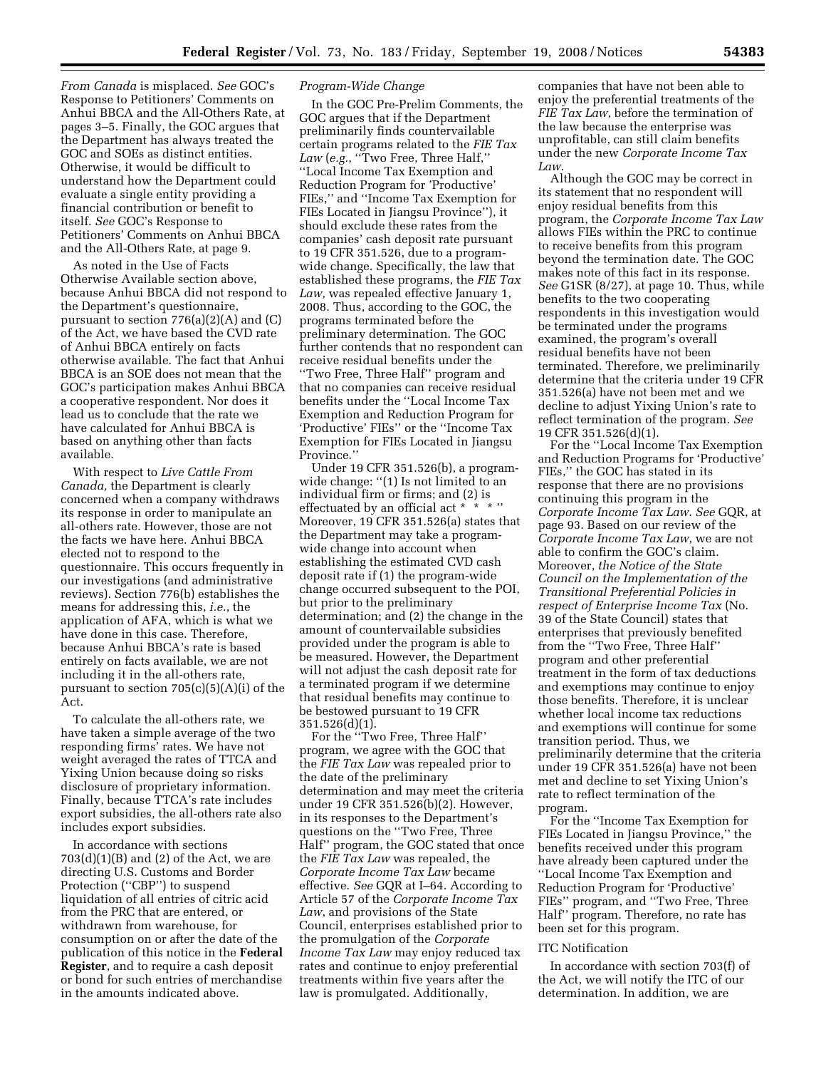*From Canada* is misplaced. *See* GOC's Response to Petitioners' Comments on Anhui BBCA and the All-Others Rate, at pages 3–5. Finally, the GOC argues that the Department has always treated the GOC and SOEs as distinct entities. Otherwise, it would be difficult to understand how the Department could evaluate a single entity providing a financial contribution or benefit to itself. *See* GOC's Response to Petitioners' Comments on Anhui BBCA and the All-Others Rate, at page 9.

As noted in the Use of Facts Otherwise Available section above, because Anhui BBCA did not respond to the Department's questionnaire, pursuant to section 776(a)(2)(A) and (C) of the Act, we have based the CVD rate of Anhui BBCA entirely on facts otherwise available. The fact that Anhui BBCA is an SOE does not mean that the GOC's participation makes Anhui BBCA a cooperative respondent. Nor does it lead us to conclude that the rate we have calculated for Anhui BBCA is based on anything other than facts available.

With respect to *Live Cattle From Canada,* the Department is clearly concerned when a company withdraws its response in order to manipulate an all-others rate. However, those are not the facts we have here. Anhui BBCA elected not to respond to the questionnaire. This occurs frequently in our investigations (and administrative reviews). Section 776(b) establishes the means for addressing this, *i.e.*, the application of AFA, which is what we have done in this case. Therefore, because Anhui BBCA's rate is based entirely on facts available, we are not including it in the all-others rate, pursuant to section 705(c)(5)(A)(i) of the Act.

To calculate the all-others rate, we have taken a simple average of the two responding firms' rates. We have not weight averaged the rates of TTCA and Yixing Union because doing so risks disclosure of proprietary information. Finally, because TTCA's rate includes export subsidies, the all-others rate also includes export subsidies.

In accordance with sections 703(d)(1)(B) and (2) of the Act, we are directing U.S. Customs and Border Protection (''CBP'') to suspend liquidation of all entries of citric acid from the PRC that are entered, or withdrawn from warehouse, for consumption on or after the date of the publication of this notice in the **Federal Register**, and to require a cash deposit or bond for such entries of merchandise in the amounts indicated above.

*Program-Wide Change*

In the GOC Pre-Prelim Comments, the GOC argues that if the Department preliminarily finds countervailable certain programs related to the *FIE Tax Law* (*e.g.*, ''Two Free, Three Half,'' ''Local Income Tax Exemption and Reduction Program for 'Productive' FIEs,'' and ''Income Tax Exemption for FIEs Located in Jiangsu Province''), it should exclude these rates from the companies' cash deposit rate pursuant to 19 CFR 351.526, due to a program-wide change. Specifically, the law that established these programs, the *FIE Tax Law,* was repealed effective January 1, 2008. Thus, according to the GOC, the programs terminated before the preliminary determination. The GOC further contends that no respondent can receive residual benefits under the ''Two Free, Three Half'' program and that no companies can receive residual benefits under the ''Local Income Tax Exemption and Reduction Program for 'Productive' FIEs'' or the ''Income Tax Exemption for FIEs Located in Jiangsu Province.''

Under 19 CFR 351.526(b), a program-wide change: ''(1) Is not limited to an individual firm or firms; and (2) is effectuated by an official act * * * '' Moreover, 19 CFR 351.526(a) states that the Department may take a program-wide change into account when establishing the estimated CVD cash deposit rate if (1) the program-wide change occurred subsequent to the POI, but prior to the preliminary determination; and (2) the change in the amount of countervailable subsidies provided under the program is able to be measured. However, the Department will not adjust the cash deposit rate for a terminated program if we determine that residual benefits may continue to be bestowed pursuant to 19 CFR 351.526(d)(1).

For the ''Two Free, Three Half'' program, we agree with the GOC that the *FIE Tax Law* was repealed prior to the date of the preliminary determination and may meet the criteria under 19 CFR 351.526(b)(2). However, in its responses to the Department's questions on the ''Two Free, Three Half'' program, the GOC stated that once the *FIE Tax Law* was repealed, the *Corporate Income Tax Law* became effective. *See* GQR at I–64. According to Article 57 of the *Corporate Income Tax Law*, and provisions of the State Council, enterprises established prior to the promulgation of the *Corporate Income Tax Law* may enjoy reduced tax rates and continue to enjoy preferential treatments within five years after the law is promulgated. Additionally, companies that have not been able to enjoy the preferential treatments of the *FIE Tax Law*, before the termination of the law because the enterprise was unprofitable, can still claim benefits under the new *Corporate Income Tax Law*.

Although the GOC may be correct in its statement that no respondent will enjoy residual benefits from this program, the *Corporate Income Tax Law* allows FIEs within the PRC to continue to receive benefits from this program beyond the termination date. The GOC makes note of this fact in its response. *See* G1SR (8/27), at page 10. Thus, while benefits to the two cooperating respondents in this investigation would be terminated under the programs examined, the program's overall residual benefits have not been terminated. Therefore, we preliminarily determine that the criteria under 19 CFR 351.526(a) have not been met and we decline to adjust Yixing Union's rate to reflect termination of the program. *See* 19 CFR 351.526(d)(1).

For the ''Local Income Tax Exemption and Reduction Programs for 'Productive' FIEs,'' the GOC has stated in its response that there are no provisions continuing this program in the *Corporate Income Tax Law. See* GQR, at page 93. Based on our review of the *Corporate Income Tax Law*, we are not able to confirm the GOC's claim. Moreover, *the Notice of the State Council on the Implementation of the Transitional Preferential Policies in respect of Enterprise Income Tax* (No. 39 of the State Council) states that enterprises that previously benefited from the ''Two Free, Three Half'' program and other preferential treatment in the form of tax deductions and exemptions may continue to enjoy those benefits. Therefore, it is unclear whether local income tax reductions and exemptions will continue for some transition period. Thus, we preliminarily determine that the criteria under 19 CFR 351.526(a) have not been met and decline to set Yixing Union's rate to reflect termination of the program.

For the ''Income Tax Exemption for FIEs Located in Jiangsu Province,'' the benefits received under this program have already been captured under the ''Local Income Tax Exemption and Reduction Program for 'Productive' FIEs'' program, and ''Two Free, Three Half'' program. Therefore, no rate has been set for this program.

ITC Notification

In accordance with section 703(f) of the Act, we will notify the ITC of our determination. In addition, we are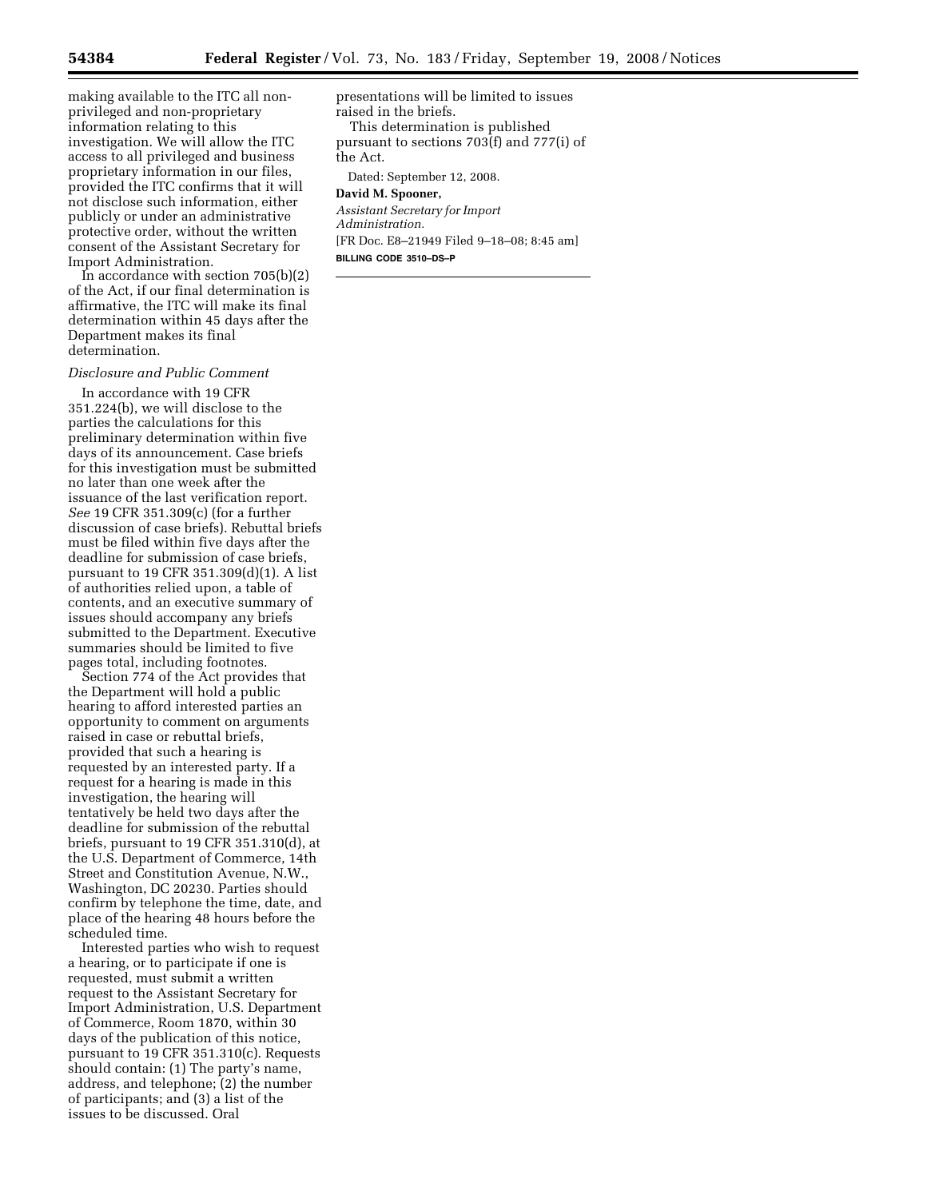making available to the ITC all non-privileged and non-proprietary information relating to this investigation. We will allow the ITC access to all privileged and business proprietary information in our files, provided the ITC confirms that it will not disclose such information, either publicly or under an administrative protective order, without the written consent of the Assistant Secretary for Import Administration.

In accordance with section 705(b)(2) of the Act, if our final determination is affirmative, the ITC will make its final determination within 45 days after the Department makes its final determination.

*Disclosure and Public Comment*

In accordance with 19 CFR 351.224(b), we will disclose to the parties the calculations for this preliminary determination within five days of its announcement. Case briefs for this investigation must be submitted no later than one week after the issuance of the last verification report. *See* 19 CFR 351.309(c) (for a further discussion of case briefs). Rebuttal briefs must be filed within five days after the deadline for submission of case briefs, pursuant to 19 CFR 351.309(d)(1). A list of authorities relied upon, a table of contents, and an executive summary of issues should accompany any briefs submitted to the Department. Executive summaries should be limited to five pages total, including footnotes.

Section 774 of the Act provides that the Department will hold a public hearing to afford interested parties an opportunity to comment on arguments raised in case or rebuttal briefs, provided that such a hearing is requested by an interested party. If a request for a hearing is made in this investigation, the hearing will tentatively be held two days after the deadline for submission of the rebuttal briefs, pursuant to 19 CFR 351.310(d), at the U.S. Department of Commerce, 14th Street and Constitution Avenue, N.W., Washington, DC 20230. Parties should confirm by telephone the time, date, and place of the hearing 48 hours before the scheduled time.

Interested parties who wish to request a hearing, or to participate if one is requested, must submit a written request to the Assistant Secretary for Import Administration, U.S. Department of Commerce, Room 1870, within 30 days of the publication of this notice, pursuant to 19 CFR 351.310(c). Requests should contain: (1) The party's name, address, and telephone; (2) the number of participants; and (3) a list of the issues to be discussed. Oral presentations will be limited to issues raised in the briefs.

This determination is published pursuant to sections 703(f) and 777(i) of the Act.

Dated: September 12, 2008.

**David M. Spooner,**

*Assistant Secretary for Import Administration.*

[FR Doc. E8–21949 Filed 9–18–08; 8:45 am]

**BILLING CODE 3510–DS–P**